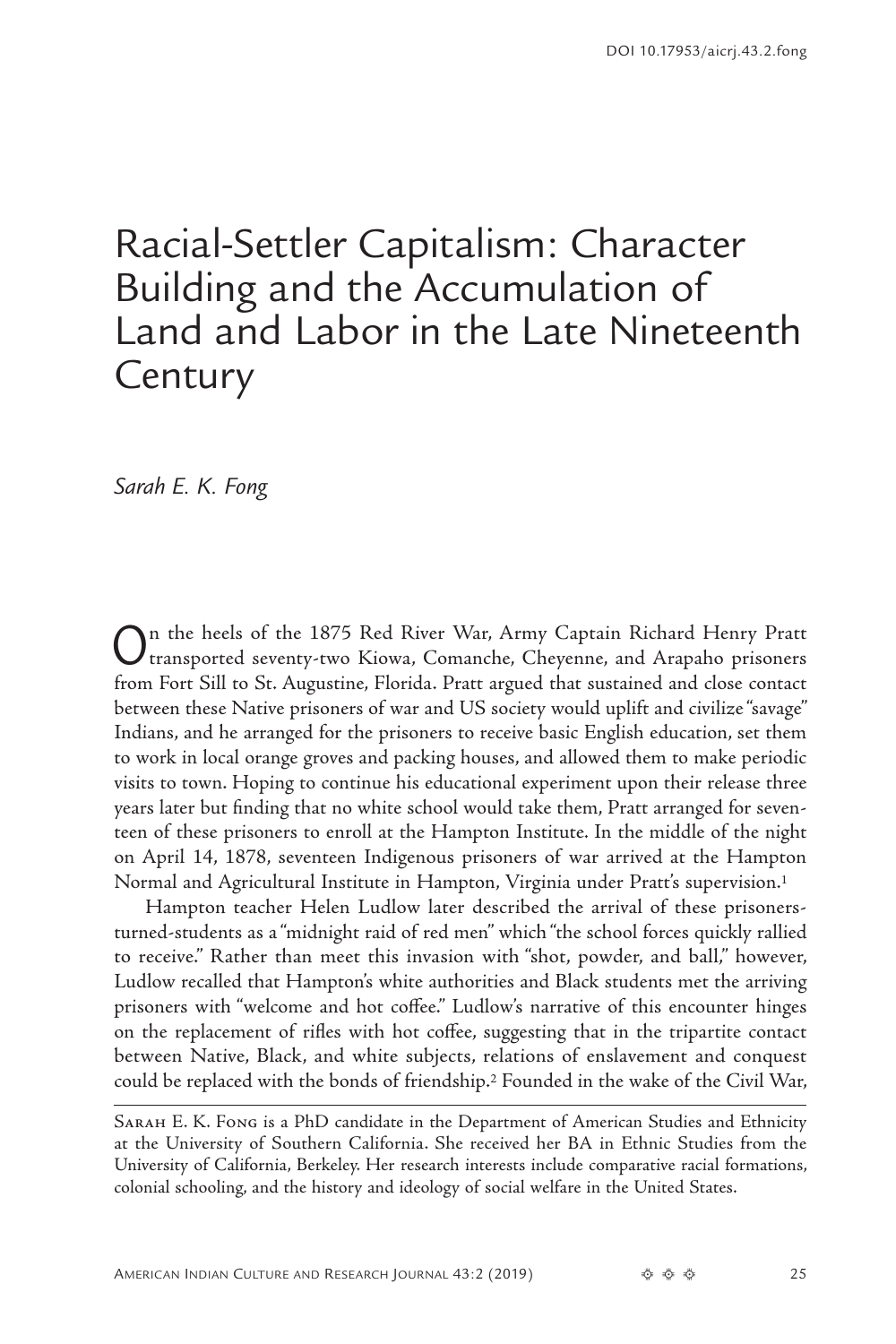DOI 10.17953/aicrj.43.2.fong

# Racial-Settler Capitalism: Character Building and the Accumulation of Land and Labor in the Late Nineteenth Century

*Sarah E. K. Fong*

On the heels of the 1875 Red River War, Army Captain Richard Henry Pratt transported seventy-two Kiowa, Comanche, Cheyenne, and Arapaho prisoners from Fort Sill to St. Augustine, Florida. Pratt argued that sustained and close contact between these Native prisoners of war and US society would uplift and civilize "savage" Indians, and he arranged for the prisoners to receive basic English education, set them to work in local orange groves and packing houses, and allowed them to make periodic visits to town. Hoping to continue his educational experiment upon their release three years later but finding that no white school would take them, Pratt arranged for seventeen of these prisoners to enroll at the Hampton Institute. In the middle of the night on April 14, 1878, seventeen Indigenous prisoners of war arrived at the Hampton Normal and Agricultural Institute in Hampton, Virginia under Pratt's supervision.[1]

Hampton teacher Helen Ludlow later described the arrival of these prisoners-turned-students as a "midnight raid of red men" which "the school forces quickly rallied to receive." Rather than meet this invasion with "shot, powder, and ball," however, Ludlow recalled that Hampton's white authorities and Black students met the arriving prisoners with "welcome and hot coffee." Ludlow's narrative of this encounter hinges on the replacement of rifles with hot coffee, suggesting that in the tripartite contact between Native, Black, and white subjects, relations of enslavement and conquest could be replaced with the bonds of friendship.[2] Founded in the wake of the Civil War,

---

Sarah E. K. Fong is a PhD candidate in the Department of American Studies and Ethnicity at the University of Southern California. She received her BA in Ethnic Studies from the University of California, Berkeley. Her research interests include comparative racial formations, colonial schooling, and the history and ideology of social welfare in the United States.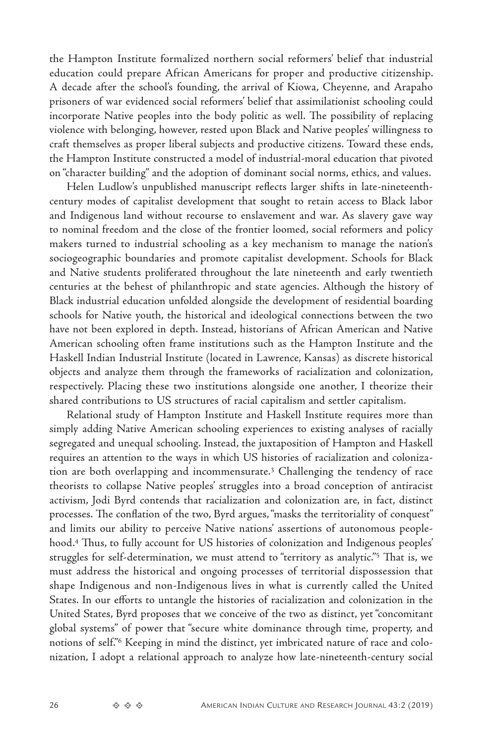the Hampton Institute formalized northern social reformers' belief that industrial education could prepare African Americans for proper and productive citizenship. A decade after the school's founding, the arrival of Kiowa, Cheyenne, and Arapaho prisoners of war evidenced social reformers' belief that assimilationist schooling could incorporate Native peoples into the body politic as well. The possibility of replacing violence with belonging, however, rested upon Black and Native peoples' willingness to craft themselves as proper liberal subjects and productive citizens. Toward these ends, the Hampton Institute constructed a model of industrial-moral education that pivoted on "character building" and the adoption of dominant social norms, ethics, and values.

Helen Ludlow's unpublished manuscript reflects larger shifts in late-nineteenth-century modes of capitalist development that sought to retain access to Black labor and Indigenous land without recourse to enslavement and war. As slavery gave way to nominal freedom and the close of the frontier loomed, social reformers and policy makers turned to industrial schooling as a key mechanism to manage the nation's sociogeographic boundaries and promote capitalist development. Schools for Black and Native students proliferated throughout the late nineteenth and early twentieth centuries at the behest of philanthropic and state agencies. Although the history of Black industrial education unfolded alongside the development of residential boarding schools for Native youth, the historical and ideological connections between the two have not been explored in depth. Instead, historians of African American and Native American schooling often frame institutions such as the Hampton Institute and the Haskell Indian Industrial Institute (located in Lawrence, Kansas) as discrete historical objects and analyze them through the frameworks of racialization and colonization, respectively. Placing these two institutions alongside one another, I theorize their shared contributions to US structures of racial capitalism and settler capitalism.

Relational study of Hampton Institute and Haskell Institute requires more than simply adding Native American schooling experiences to existing analyses of racially segregated and unequal schooling. Instead, the juxtaposition of Hampton and Haskell requires an attention to the ways in which US histories of racialization and colonization are both overlapping and incommensurate.[3] Challenging the tendency of race theorists to collapse Native peoples' struggles into a broad conception of antiracist activism, Jodi Byrd contends that racialization and colonization are, in fact, distinct processes. The conflation of the two, Byrd argues, "masks the territoriality of conquest" and limits our ability to perceive Native nations' assertions of autonomous peoplehood.[4] Thus, to fully account for US histories of colonization and Indigenous peoples' struggles for self-determination, we must attend to "territory as analytic."[5] That is, we must address the historical and ongoing processes of territorial dispossession that shape Indigenous and non-Indigenous lives in what is currently called the United States. In our efforts to untangle the histories of racialization and colonization in the United States, Byrd proposes that we conceive of the two as distinct, yet "concomitant global systems" of power that "secure white dominance through time, property, and notions of self."[6] Keeping in mind the distinct, yet imbricated nature of race and colonization, I adopt a relational approach to analyze how late-nineteenth-century social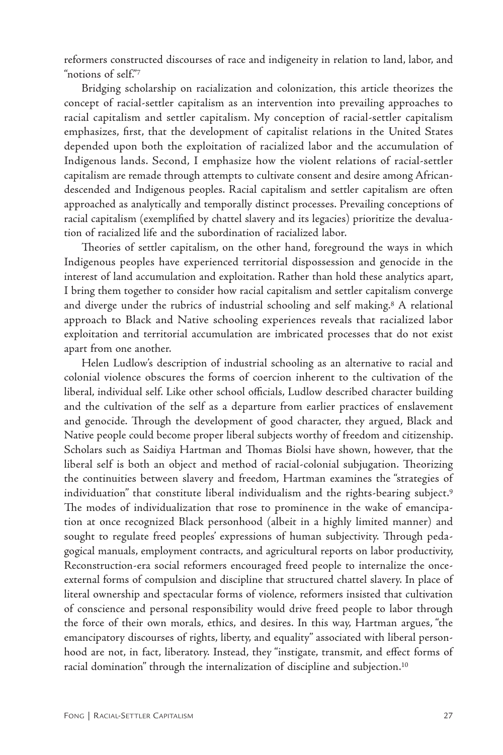reformers constructed discourses of race and indigeneity in relation to land, labor, and "notions of self."[7]

Bridging scholarship on racialization and colonization, this article theorizes the concept of racial-settler capitalism as an intervention into prevailing approaches to racial capitalism and settler capitalism. My conception of racial-settler capitalism emphasizes, first, that the development of capitalist relations in the United States depended upon both the exploitation of racialized labor and the accumulation of Indigenous lands. Second, I emphasize how the violent relations of racial-settler capitalism are remade through attempts to cultivate consent and desire among African-descended and Indigenous peoples. Racial capitalism and settler capitalism are often approached as analytically and temporally distinct processes. Prevailing conceptions of racial capitalism (exemplified by chattel slavery and its legacies) prioritize the devaluation of racialized life and the subordination of racialized labor.

Theories of settler capitalism, on the other hand, foreground the ways in which Indigenous peoples have experienced territorial dispossession and genocide in the interest of land accumulation and exploitation. Rather than hold these analytics apart, I bring them together to consider how racial capitalism and settler capitalism converge and diverge under the rubrics of industrial schooling and self making.[8] A relational approach to Black and Native schooling experiences reveals that racialized labor exploitation and territorial accumulation are imbricated processes that do not exist apart from one another.

Helen Ludlow's description of industrial schooling as an alternative to racial and colonial violence obscures the forms of coercion inherent to the cultivation of the liberal, individual self. Like other school officials, Ludlow described character building and the cultivation of the self as a departure from earlier practices of enslavement and genocide. Through the development of good character, they argued, Black and Native people could become proper liberal subjects worthy of freedom and citizenship. Scholars such as Saidiya Hartman and Thomas Biolsi have shown, however, that the liberal self is both an object and method of racial-colonial subjugation. Theorizing the continuities between slavery and freedom, Hartman examines the "strategies of individuation" that constitute liberal individualism and the rights-bearing subject.[9] The modes of individualization that rose to prominence in the wake of emancipation at once recognized Black personhood (albeit in a highly limited manner) and sought to regulate freed peoples' expressions of human subjectivity. Through pedagogical manuals, employment contracts, and agricultural reports on labor productivity, Reconstruction-era social reformers encouraged freed people to internalize the once-external forms of compulsion and discipline that structured chattel slavery. In place of literal ownership and spectacular forms of violence, reformers insisted that cultivation of conscience and personal responsibility would drive freed people to labor through the force of their own morals, ethics, and desires. In this way, Hartman argues, "the emancipatory discourses of rights, liberty, and equality" associated with liberal personhood are not, in fact, liberatory. Instead, they "instigate, transmit, and effect forms of racial domination" through the internalization of discipline and subjection.[10]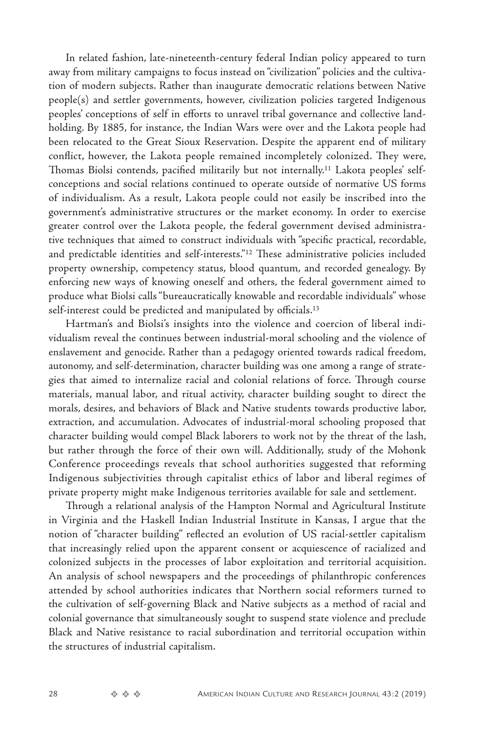In related fashion, late-nineteenth-century federal Indian policy appeared to turn away from military campaigns to focus instead on "civilization" policies and the cultivation of modern subjects. Rather than inaugurate democratic relations between Native people(s) and settler governments, however, civilization policies targeted Indigenous peoples' conceptions of self in efforts to unravel tribal governance and collective landholding. By 1885, for instance, the Indian Wars were over and the Lakota people had been relocated to the Great Sioux Reservation. Despite the apparent end of military conflict, however, the Lakota people remained incompletely colonized. They were, Thomas Biolsi contends, pacified militarily but not internally.[11] Lakota peoples' self-conceptions and social relations continued to operate outside of normative US forms of individualism. As a result, Lakota people could not easily be inscribed into the government's administrative structures or the market economy. In order to exercise greater control over the Lakota people, the federal government devised administrative techniques that aimed to construct individuals with "specific practical, recordable, and predictable identities and self-interests."[12] These administrative policies included property ownership, competency status, blood quantum, and recorded genealogy. By enforcing new ways of knowing oneself and others, the federal government aimed to produce what Biolsi calls "bureaucratically knowable and recordable individuals" whose self-interest could be predicted and manipulated by officials.[13]

Hartman's and Biolsi's insights into the violence and coercion of liberal individualism reveal the continues between industrial-moral schooling and the violence of enslavement and genocide. Rather than a pedagogy oriented towards radical freedom, autonomy, and self-determination, character building was one among a range of strategies that aimed to internalize racial and colonial relations of force. Through course materials, manual labor, and ritual activity, character building sought to direct the morals, desires, and behaviors of Black and Native students towards productive labor, extraction, and accumulation. Advocates of industrial-moral schooling proposed that character building would compel Black laborers to work not by the threat of the lash, but rather through the force of their own will. Additionally, study of the Mohonk Conference proceedings reveals that school authorities suggested that reforming Indigenous subjectivities through capitalist ethics of labor and liberal regimes of private property might make Indigenous territories available for sale and settlement.

Through a relational analysis of the Hampton Normal and Agricultural Institute in Virginia and the Haskell Indian Industrial Institute in Kansas, I argue that the notion of "character building" reflected an evolution of US racial-settler capitalism that increasingly relied upon the apparent consent or acquiescence of racialized and colonized subjects in the processes of labor exploitation and territorial acquisition. An analysis of school newspapers and the proceedings of philanthropic conferences attended by school authorities indicates that Northern social reformers turned to the cultivation of self-governing Black and Native subjects as a method of racial and colonial governance that simultaneously sought to suspend state violence and preclude Black and Native resistance to racial subordination and territorial occupation within the structures of industrial capitalism.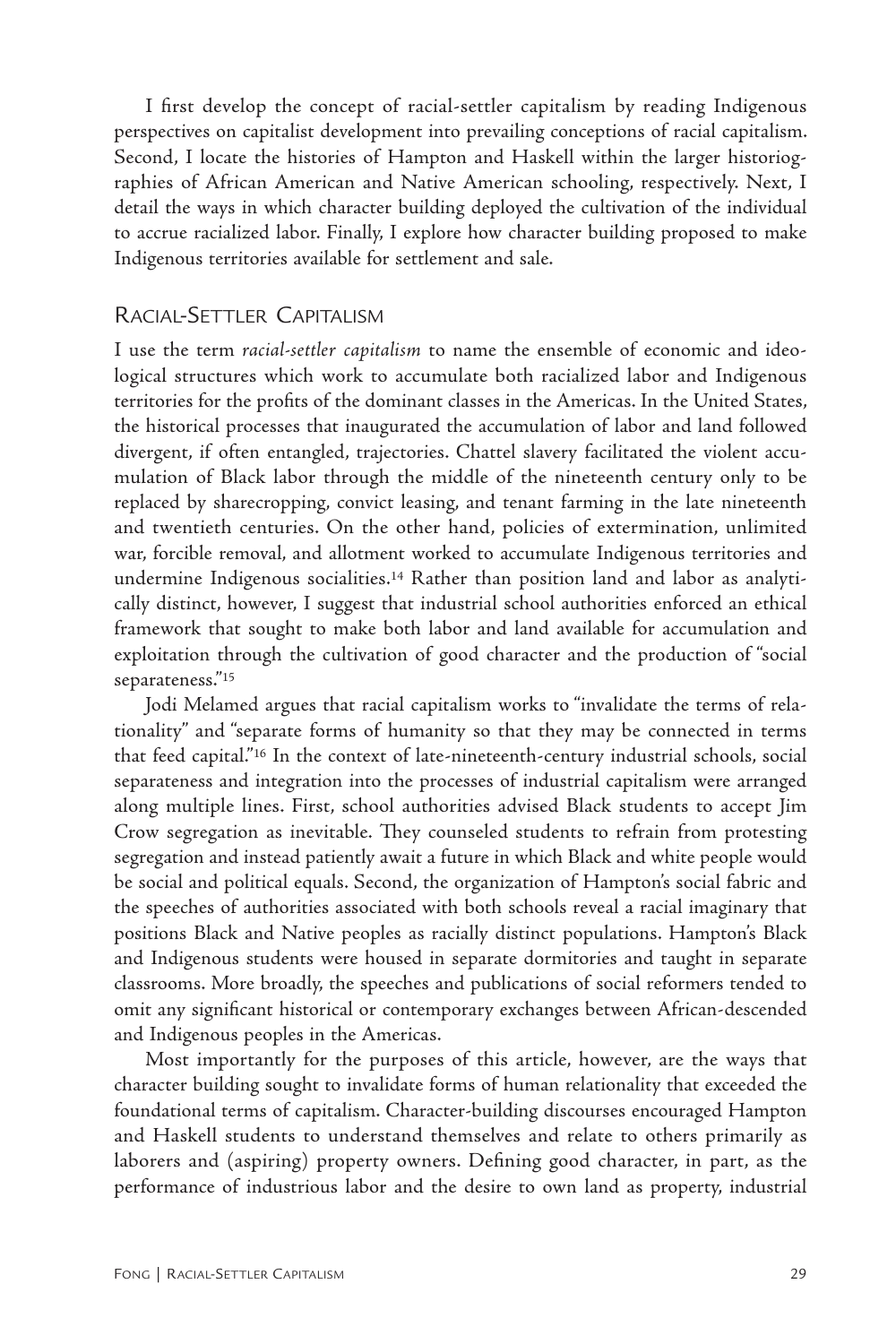I first develop the concept of racial-settler capitalism by reading Indigenous perspectives on capitalist development into prevailing conceptions of racial capitalism. Second, I locate the histories of Hampton and Haskell within the larger historiographies of African American and Native American schooling, respectively. Next, I detail the ways in which character building deployed the cultivation of the individual to accrue racialized labor. Finally, I explore how character building proposed to make Indigenous territories available for settlement and sale.

## Racial-Settler Capitalism

I use the term *racial-settler capitalism* to name the ensemble of economic and ideological structures which work to accumulate both racialized labor and Indigenous territories for the profits of the dominant classes in the Americas. In the United States, the historical processes that inaugurated the accumulation of labor and land followed divergent, if often entangled, trajectories. Chattel slavery facilitated the violent accumulation of Black labor through the middle of the nineteenth century only to be replaced by sharecropping, convict leasing, and tenant farming in the late nineteenth and twentieth centuries. On the other hand, policies of extermination, unlimited war, forcible removal, and allotment worked to accumulate Indigenous territories and undermine Indigenous socialities.[14] Rather than position land and labor as analytically distinct, however, I suggest that industrial school authorities enforced an ethical framework that sought to make both labor and land available for accumulation and exploitation through the cultivation of good character and the production of "social separateness."[15]

Jodi Melamed argues that racial capitalism works to "invalidate the terms of relationality" and "separate forms of humanity so that they may be connected in terms that feed capital."[16] In the context of late-nineteenth-century industrial schools, social separateness and integration into the processes of industrial capitalism were arranged along multiple lines. First, school authorities advised Black students to accept Jim Crow segregation as inevitable. They counseled students to refrain from protesting segregation and instead patiently await a future in which Black and white people would be social and political equals. Second, the organization of Hampton's social fabric and the speeches of authorities associated with both schools reveal a racial imaginary that positions Black and Native peoples as racially distinct populations. Hampton's Black and Indigenous students were housed in separate dormitories and taught in separate classrooms. More broadly, the speeches and publications of social reformers tended to omit any significant historical or contemporary exchanges between African-descended and Indigenous peoples in the Americas.

Most importantly for the purposes of this article, however, are the ways that character building sought to invalidate forms of human relationality that exceeded the foundational terms of capitalism. Character-building discourses encouraged Hampton and Haskell students to understand themselves and relate to others primarily as laborers and (aspiring) property owners. Defining good character, in part, as the performance of industrious labor and the desire to own land as property, industrial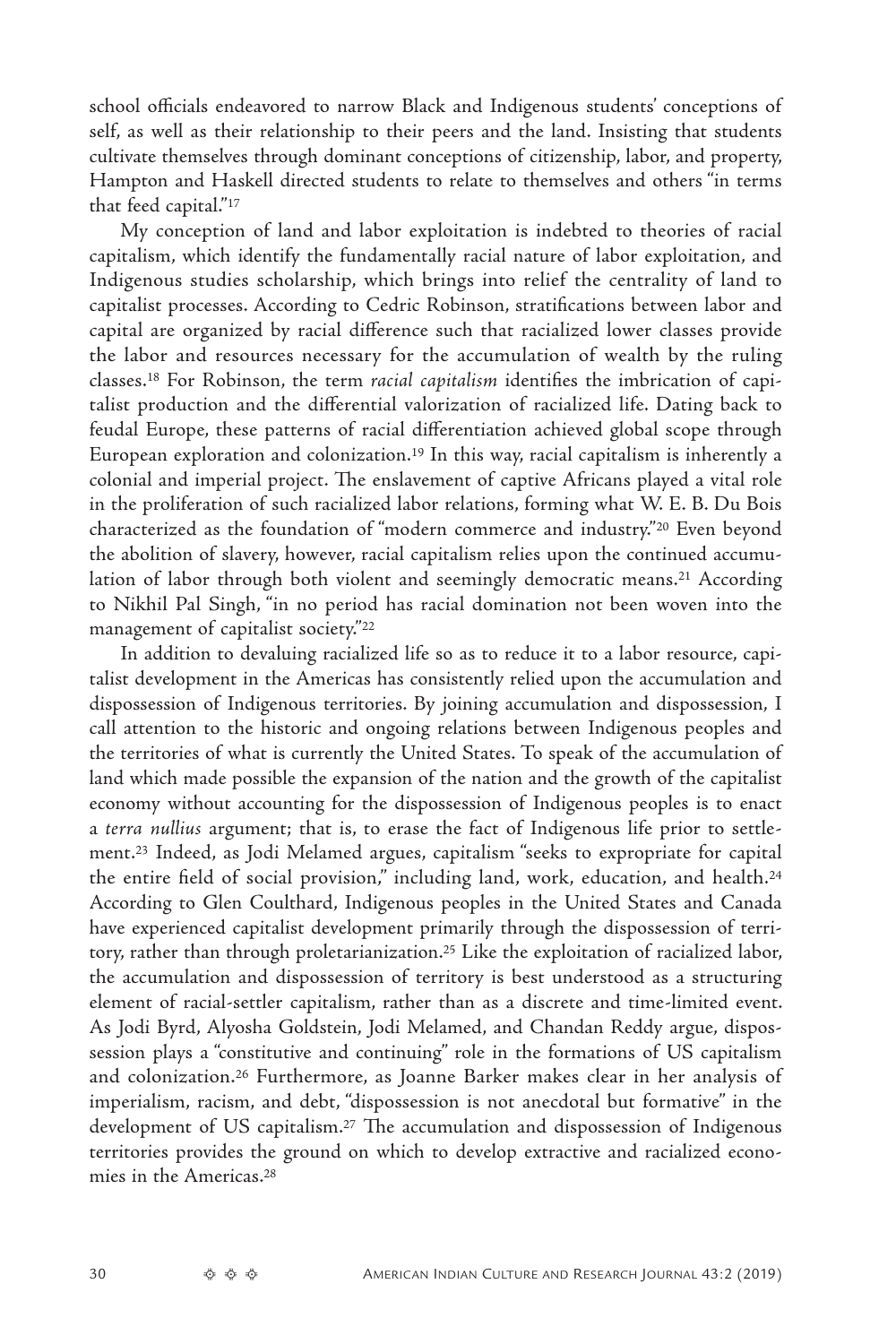school officials endeavored to narrow Black and Indigenous students' conceptions of self, as well as their relationship to their peers and the land. Insisting that students cultivate themselves through dominant conceptions of citizenship, labor, and property, Hampton and Haskell directed students to relate to themselves and others "in terms that feed capital."[17]

My conception of land and labor exploitation is indebted to theories of racial capitalism, which identify the fundamentally racial nature of labor exploitation, and Indigenous studies scholarship, which brings into relief the centrality of land to capitalist processes. According to Cedric Robinson, stratifications between labor and capital are organized by racial difference such that racialized lower classes provide the labor and resources necessary for the accumulation of wealth by the ruling classes.[18] For Robinson, the term *racial capitalism* identifies the imbrication of capitalist production and the differential valorization of racialized life. Dating back to feudal Europe, these patterns of racial differentiation achieved global scope through European exploration and colonization.[19] In this way, racial capitalism is inherently a colonial and imperial project. The enslavement of captive Africans played a vital role in the proliferation of such racialized labor relations, forming what W. E. B. Du Bois characterized as the foundation of "modern commerce and industry."[20] Even beyond the abolition of slavery, however, racial capitalism relies upon the continued accumulation of labor through both violent and seemingly democratic means.[21] According to Nikhil Pal Singh, "in no period has racial domination not been woven into the management of capitalist society."[22]

In addition to devaluing racialized life so as to reduce it to a labor resource, capitalist development in the Americas has consistently relied upon the accumulation and dispossession of Indigenous territories. By joining accumulation and dispossession, I call attention to the historic and ongoing relations between Indigenous peoples and the territories of what is currently the United States. To speak of the accumulation of land which made possible the expansion of the nation and the growth of the capitalist economy without accounting for the dispossession of Indigenous peoples is to enact a *terra nullius* argument; that is, to erase the fact of Indigenous life prior to settlement.[23] Indeed, as Jodi Melamed argues, capitalism "seeks to expropriate for capital the entire field of social provision," including land, work, education, and health.[24] According to Glen Coulthard, Indigenous peoples in the United States and Canada have experienced capitalist development primarily through the dispossession of territory, rather than through proletarianization.[25] Like the exploitation of racialized labor, the accumulation and dispossession of territory is best understood as a structuring element of racial-settler capitalism, rather than as a discrete and time-limited event. As Jodi Byrd, Alyosha Goldstein, Jodi Melamed, and Chandan Reddy argue, dispossession plays a "constitutive and continuing" role in the formations of US capitalism and colonization.[26] Furthermore, as Joanne Barker makes clear in her analysis of imperialism, racism, and debt, "dispossession is not anecdotal but formative" in the development of US capitalism.[27] The accumulation and dispossession of Indigenous territories provides the ground on which to develop extractive and racialized economies in the Americas.[28]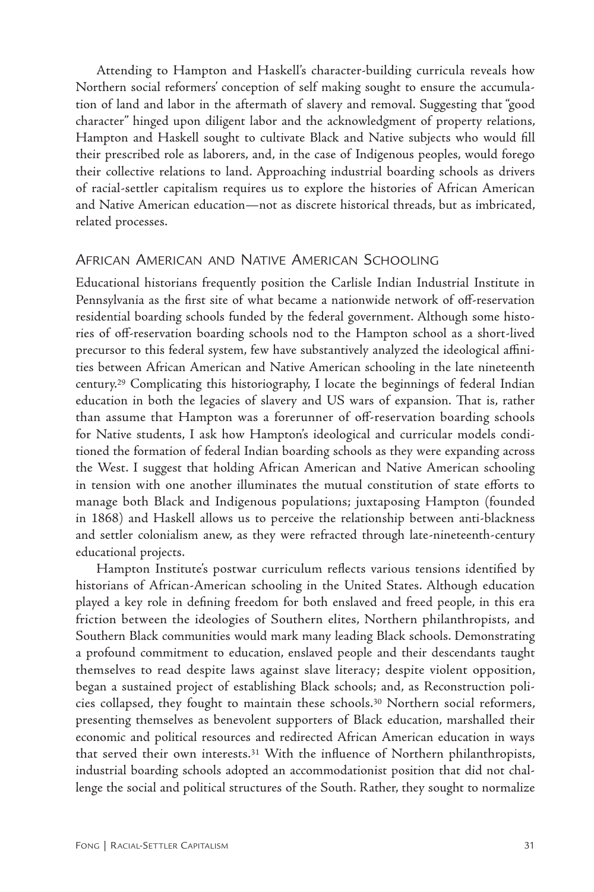Attending to Hampton and Haskell's character-building curricula reveals how Northern social reformers' conception of self making sought to ensure the accumulation of land and labor in the aftermath of slavery and removal. Suggesting that "good character" hinged upon diligent labor and the acknowledgment of property relations, Hampton and Haskell sought to cultivate Black and Native subjects who would fill their prescribed role as laborers, and, in the case of Indigenous peoples, would forego their collective relations to land. Approaching industrial boarding schools as drivers of racial-settler capitalism requires us to explore the histories of African American and Native American education—not as discrete historical threads, but as imbricated, related processes.

## African American and Native American Schooling

Educational historians frequently position the Carlisle Indian Industrial Institute in Pennsylvania as the first site of what became a nationwide network of off-reservation residential boarding schools funded by the federal government. Although some histories of off-reservation boarding schools nod to the Hampton school as a short-lived precursor to this federal system, few have substantively analyzed the ideological affinities between African American and Native American schooling in the late nineteenth century.[29] Complicating this historiography, I locate the beginnings of federal Indian education in both the legacies of slavery and US wars of expansion. That is, rather than assume that Hampton was a forerunner of off-reservation boarding schools for Native students, I ask how Hampton's ideological and curricular models conditioned the formation of federal Indian boarding schools as they were expanding across the West. I suggest that holding African American and Native American schooling in tension with one another illuminates the mutual constitution of state efforts to manage both Black and Indigenous populations; juxtaposing Hampton (founded in 1868) and Haskell allows us to perceive the relationship between anti-blackness and settler colonialism anew, as they were refracted through late-nineteenth-century educational projects.

Hampton Institute's postwar curriculum reflects various tensions identified by historians of African-American schooling in the United States. Although education played a key role in defining freedom for both enslaved and freed people, in this era friction between the ideologies of Southern elites, Northern philanthropists, and Southern Black communities would mark many leading Black schools. Demonstrating a profound commitment to education, enslaved people and their descendants taught themselves to read despite laws against slave literacy; despite violent opposition, began a sustained project of establishing Black schools; and, as Reconstruction policies collapsed, they fought to maintain these schools.[30] Northern social reformers, presenting themselves as benevolent supporters of Black education, marshalled their economic and political resources and redirected African American education in ways that served their own interests.[31] With the influence of Northern philanthropists, industrial boarding schools adopted an accommodationist position that did not challenge the social and political structures of the South. Rather, they sought to normalize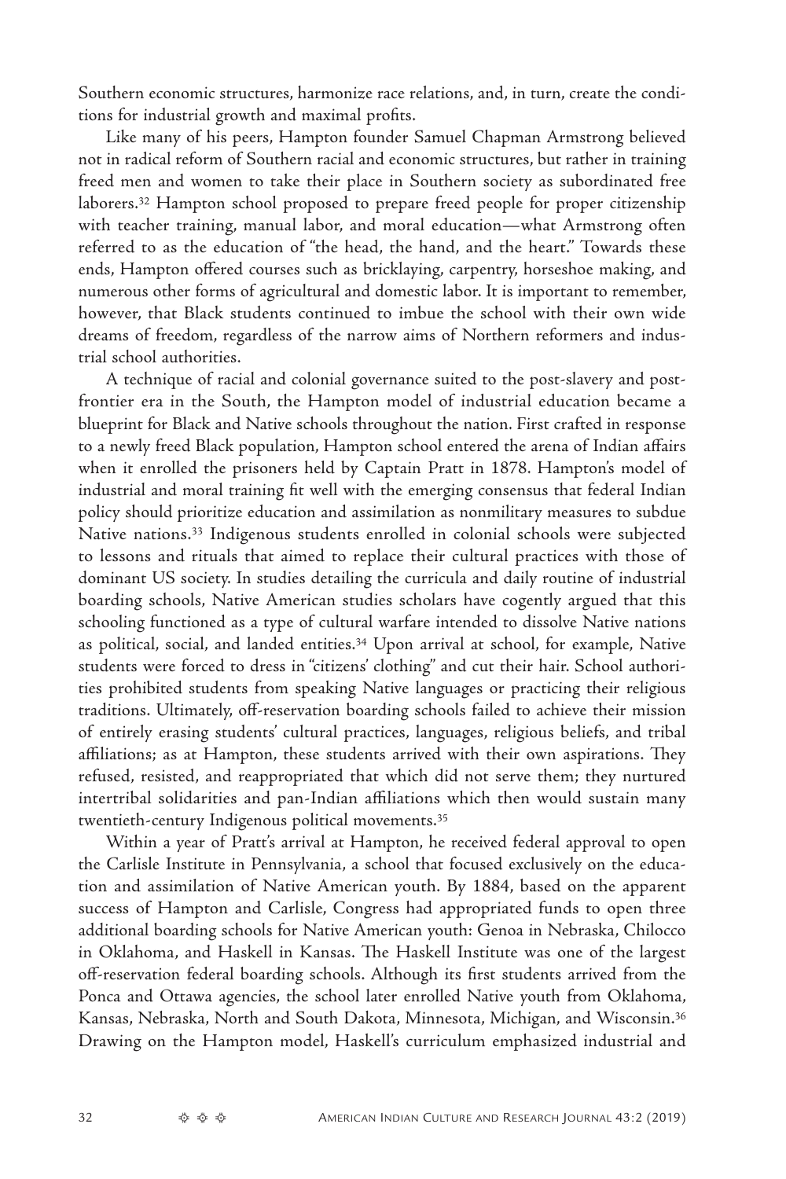Southern economic structures, harmonize race relations, and, in turn, create the conditions for industrial growth and maximal profits.

Like many of his peers, Hampton founder Samuel Chapman Armstrong believed not in radical reform of Southern racial and economic structures, but rather in training freed men and women to take their place in Southern society as subordinated free laborers.[32] Hampton school proposed to prepare freed people for proper citizenship with teacher training, manual labor, and moral education—what Armstrong often referred to as the education of "the head, the hand, and the heart." Towards these ends, Hampton offered courses such as bricklaying, carpentry, horseshoe making, and numerous other forms of agricultural and domestic labor. It is important to remember, however, that Black students continued to imbue the school with their own wide dreams of freedom, regardless of the narrow aims of Northern reformers and industrial school authorities.

A technique of racial and colonial governance suited to the post-slavery and post-frontier era in the South, the Hampton model of industrial education became a blueprint for Black and Native schools throughout the nation. First crafted in response to a newly freed Black population, Hampton school entered the arena of Indian affairs when it enrolled the prisoners held by Captain Pratt in 1878. Hampton's model of industrial and moral training fit well with the emerging consensus that federal Indian policy should prioritize education and assimilation as nonmilitary measures to subdue Native nations.[33] Indigenous students enrolled in colonial schools were subjected to lessons and rituals that aimed to replace their cultural practices with those of dominant US society. In studies detailing the curricula and daily routine of industrial boarding schools, Native American studies scholars have cogently argued that this schooling functioned as a type of cultural warfare intended to dissolve Native nations as political, social, and landed entities.[34] Upon arrival at school, for example, Native students were forced to dress in "citizens' clothing" and cut their hair. School authorities prohibited students from speaking Native languages or practicing their religious traditions. Ultimately, off-reservation boarding schools failed to achieve their mission of entirely erasing students' cultural practices, languages, religious beliefs, and tribal affiliations; as at Hampton, these students arrived with their own aspirations. They refused, resisted, and reappropriated that which did not serve them; they nurtured intertribal solidarities and pan-Indian affiliations which then would sustain many twentieth-century Indigenous political movements.[35]

Within a year of Pratt's arrival at Hampton, he received federal approval to open the Carlisle Institute in Pennsylvania, a school that focused exclusively on the education and assimilation of Native American youth. By 1884, based on the apparent success of Hampton and Carlisle, Congress had appropriated funds to open three additional boarding schools for Native American youth: Genoa in Nebraska, Chilocco in Oklahoma, and Haskell in Kansas. The Haskell Institute was one of the largest off-reservation federal boarding schools. Although its first students arrived from the Ponca and Ottawa agencies, the school later enrolled Native youth from Oklahoma, Kansas, Nebraska, North and South Dakota, Minnesota, Michigan, and Wisconsin.[36] Drawing on the Hampton model, Haskell's curriculum emphasized industrial and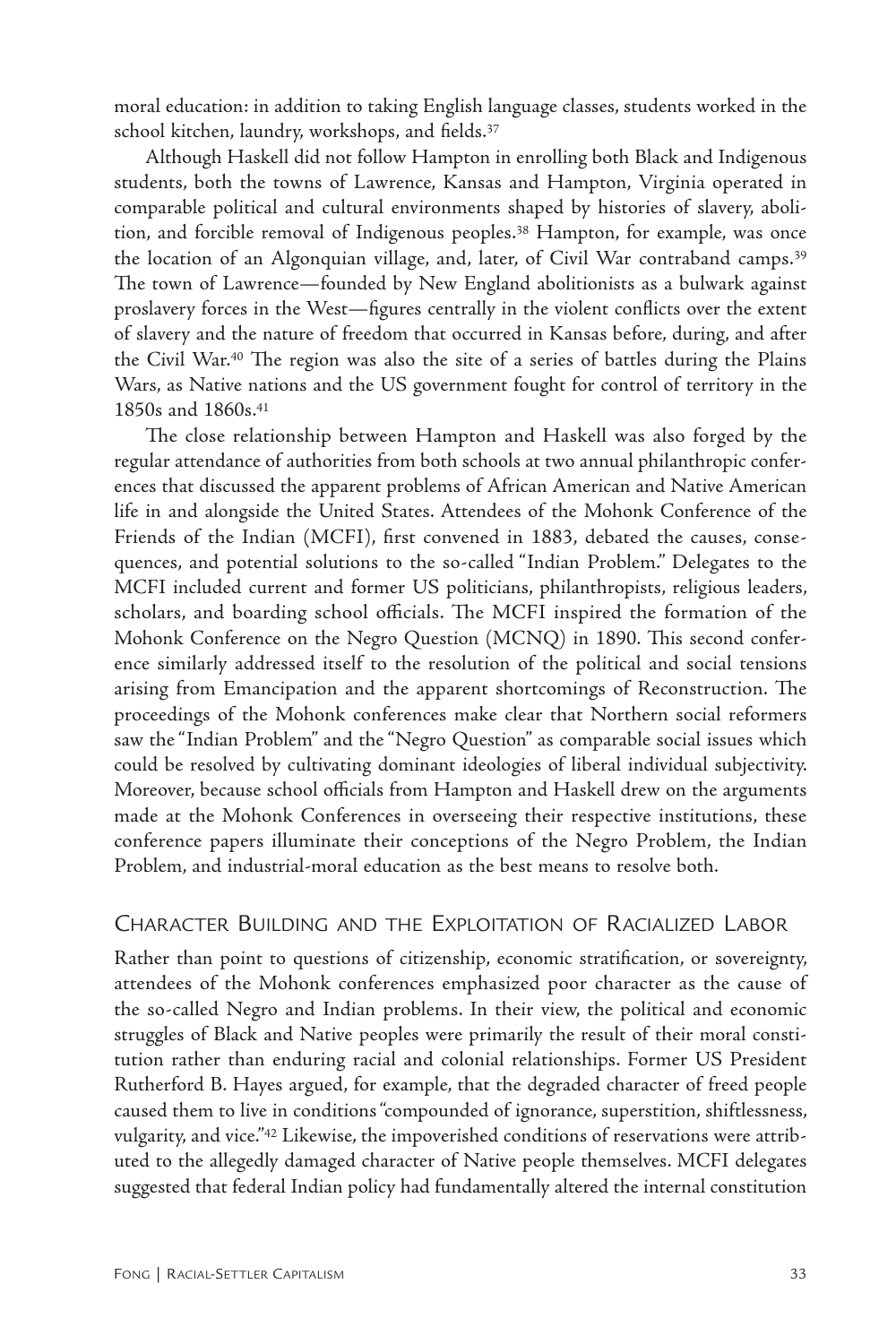moral education: in addition to taking English language classes, students worked in the school kitchen, laundry, workshops, and fields.[37]

Although Haskell did not follow Hampton in enrolling both Black and Indigenous students, both the towns of Lawrence, Kansas and Hampton, Virginia operated in comparable political and cultural environments shaped by histories of slavery, abolition, and forcible removal of Indigenous peoples.[38] Hampton, for example, was once the location of an Algonquian village, and, later, of Civil War contraband camps.[39] The town of Lawrence—founded by New England abolitionists as a bulwark against proslavery forces in the West—figures centrally in the violent conflicts over the extent of slavery and the nature of freedom that occurred in Kansas before, during, and after the Civil War.[40] The region was also the site of a series of battles during the Plains Wars, as Native nations and the US government fought for control of territory in the 1850s and 1860s.[41]

The close relationship between Hampton and Haskell was also forged by the regular attendance of authorities from both schools at two annual philanthropic conferences that discussed the apparent problems of African American and Native American life in and alongside the United States. Attendees of the Mohonk Conference of the Friends of the Indian (MCFI), first convened in 1883, debated the causes, consequences, and potential solutions to the so-called "Indian Problem." Delegates to the MCFI included current and former US politicians, philanthropists, religious leaders, scholars, and boarding school officials. The MCFI inspired the formation of the Mohonk Conference on the Negro Question (MCNQ) in 1890. This second conference similarly addressed itself to the resolution of the political and social tensions arising from Emancipation and the apparent shortcomings of Reconstruction. The proceedings of the Mohonk conferences make clear that Northern social reformers saw the "Indian Problem" and the "Negro Question" as comparable social issues which could be resolved by cultivating dominant ideologies of liberal individual subjectivity. Moreover, because school officials from Hampton and Haskell drew on the arguments made at the Mohonk Conferences in overseeing their respective institutions, these conference papers illuminate their conceptions of the Negro Problem, the Indian Problem, and industrial-moral education as the best means to resolve both.

## Character Building and the Exploitation of Racialized Labor

Rather than point to questions of citizenship, economic stratification, or sovereignty, attendees of the Mohonk conferences emphasized poor character as the cause of the so-called Negro and Indian problems. In their view, the political and economic struggles of Black and Native peoples were primarily the result of their moral constitution rather than enduring racial and colonial relationships. Former US President Rutherford B. Hayes argued, for example, that the degraded character of freed people caused them to live in conditions "compounded of ignorance, superstition, shiftlessness, vulgarity, and vice."[42] Likewise, the impoverished conditions of reservations were attributed to the allegedly damaged character of Native people themselves. MCFI delegates suggested that federal Indian policy had fundamentally altered the internal constitution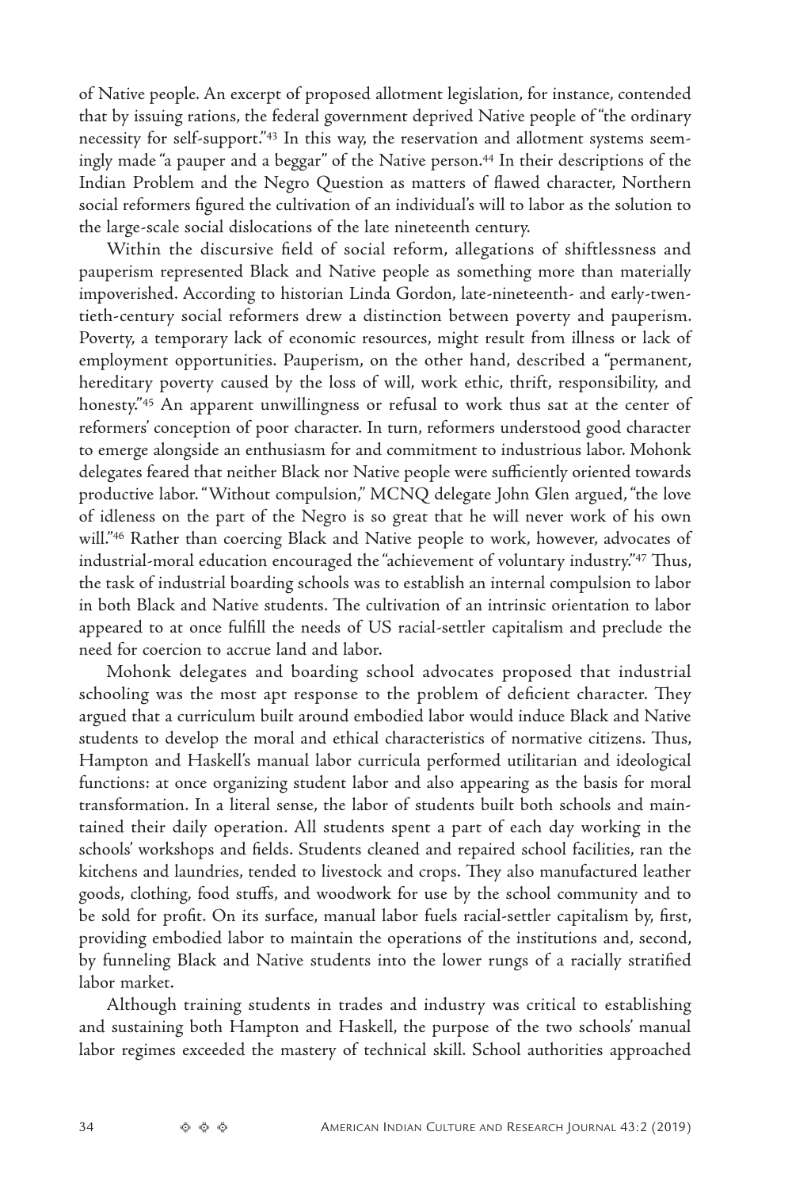of Native people. An excerpt of proposed allotment legislation, for instance, contended that by issuing rations, the federal government deprived Native people of "the ordinary necessity for self-support."[43] In this way, the reservation and allotment systems seemingly made "a pauper and a beggar" of the Native person.[44] In their descriptions of the Indian Problem and the Negro Question as matters of flawed character, Northern social reformers figured the cultivation of an individual's will to labor as the solution to the large-scale social dislocations of the late nineteenth century.

Within the discursive field of social reform, allegations of shiftlessness and pauperism represented Black and Native people as something more than materially impoverished. According to historian Linda Gordon, late-nineteenth- and early-twentieth-century social reformers drew a distinction between poverty and pauperism. Poverty, a temporary lack of economic resources, might result from illness or lack of employment opportunities. Pauperism, on the other hand, described a "permanent, hereditary poverty caused by the loss of will, work ethic, thrift, responsibility, and honesty."[45] An apparent unwillingness or refusal to work thus sat at the center of reformers' conception of poor character. In turn, reformers understood good character to emerge alongside an enthusiasm for and commitment to industrious labor. Mohonk delegates feared that neither Black nor Native people were sufficiently oriented towards productive labor. "Without compulsion," MCNQ delegate John Glen argued, "the love of idleness on the part of the Negro is so great that he will never work of his own will."[46] Rather than coercing Black and Native people to work, however, advocates of industrial-moral education encouraged the "achievement of voluntary industry."[47] Thus, the task of industrial boarding schools was to establish an internal compulsion to labor in both Black and Native students. The cultivation of an intrinsic orientation to labor appeared to at once fulfill the needs of US racial-settler capitalism and preclude the need for coercion to accrue land and labor.

Mohonk delegates and boarding school advocates proposed that industrial schooling was the most apt response to the problem of deficient character. They argued that a curriculum built around embodied labor would induce Black and Native students to develop the moral and ethical characteristics of normative citizens. Thus, Hampton and Haskell's manual labor curricula performed utilitarian and ideological functions: at once organizing student labor and also appearing as the basis for moral transformation. In a literal sense, the labor of students built both schools and maintained their daily operation. All students spent a part of each day working in the schools' workshops and fields. Students cleaned and repaired school facilities, ran the kitchens and laundries, tended to livestock and crops. They also manufactured leather goods, clothing, food stuffs, and woodwork for use by the school community and to be sold for profit. On its surface, manual labor fuels racial-settler capitalism by, first, providing embodied labor to maintain the operations of the institutions and, second, by funneling Black and Native students into the lower rungs of a racially stratified labor market.

Although training students in trades and industry was critical to establishing and sustaining both Hampton and Haskell, the purpose of the two schools' manual labor regimes exceeded the mastery of technical skill. School authorities approached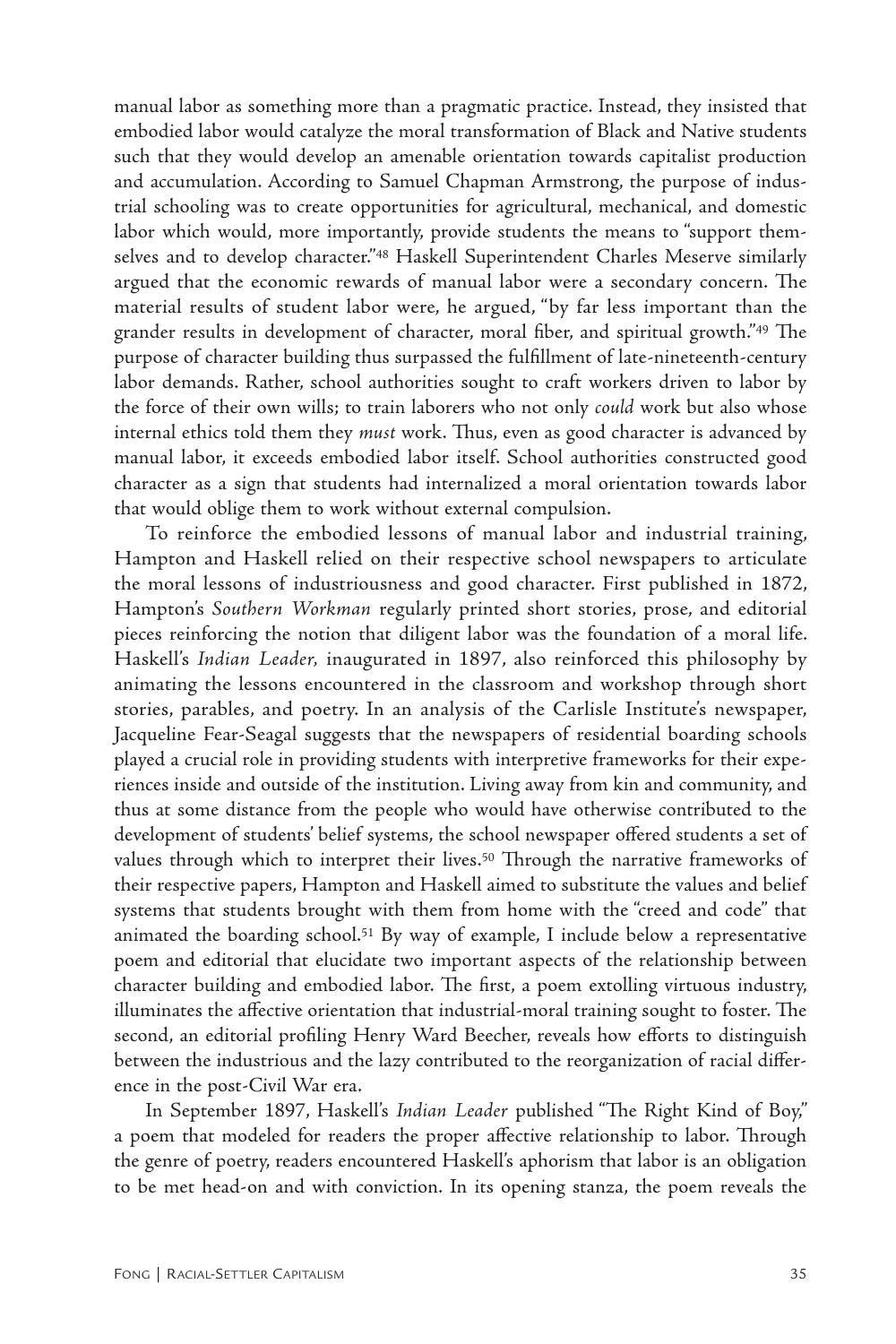manual labor as something more than a pragmatic practice. Instead, they insisted that embodied labor would catalyze the moral transformation of Black and Native students such that they would develop an amenable orientation towards capitalist production and accumulation. According to Samuel Chapman Armstrong, the purpose of industrial schooling was to create opportunities for agricultural, mechanical, and domestic labor which would, more importantly, provide students the means to "support themselves and to develop character."[48] Haskell Superintendent Charles Meserve similarly argued that the economic rewards of manual labor were a secondary concern. The material results of student labor were, he argued, "by far less important than the grander results in development of character, moral fiber, and spiritual growth."[49] The purpose of character building thus surpassed the fulfillment of late-nineteenth-century labor demands. Rather, school authorities sought to craft workers driven to labor by the force of their own wills; to train laborers who not only *could* work but also whose internal ethics told them they *must* work. Thus, even as good character is advanced by manual labor, it exceeds embodied labor itself. School authorities constructed good character as a sign that students had internalized a moral orientation towards labor that would oblige them to work without external compulsion.

To reinforce the embodied lessons of manual labor and industrial training, Hampton and Haskell relied on their respective school newspapers to articulate the moral lessons of industriousness and good character. First published in 1872, Hampton's *Southern Workman* regularly printed short stories, prose, and editorial pieces reinforcing the notion that diligent labor was the foundation of a moral life. Haskell's *Indian Leader,* inaugurated in 1897, also reinforced this philosophy by animating the lessons encountered in the classroom and workshop through short stories, parables, and poetry. In an analysis of the Carlisle Institute's newspaper, Jacqueline Fear-Seagal suggests that the newspapers of residential boarding schools played a crucial role in providing students with interpretive frameworks for their experiences inside and outside of the institution. Living away from kin and community, and thus at some distance from the people who would have otherwise contributed to the development of students' belief systems, the school newspaper offered students a set of values through which to interpret their lives.[50] Through the narrative frameworks of their respective papers, Hampton and Haskell aimed to substitute the values and belief systems that students brought with them from home with the "creed and code" that animated the boarding school.[51] By way of example, I include below a representative poem and editorial that elucidate two important aspects of the relationship between character building and embodied labor. The first, a poem extolling virtuous industry, illuminates the affective orientation that industrial-moral training sought to foster. The second, an editorial profiling Henry Ward Beecher, reveals how efforts to distinguish between the industrious and the lazy contributed to the reorganization of racial difference in the post-Civil War era.

In September 1897, Haskell's *Indian Leader* published "The Right Kind of Boy," a poem that modeled for readers the proper affective relationship to labor. Through the genre of poetry, readers encountered Haskell's aphorism that labor is an obligation to be met head-on and with conviction. In its opening stanza, the poem reveals the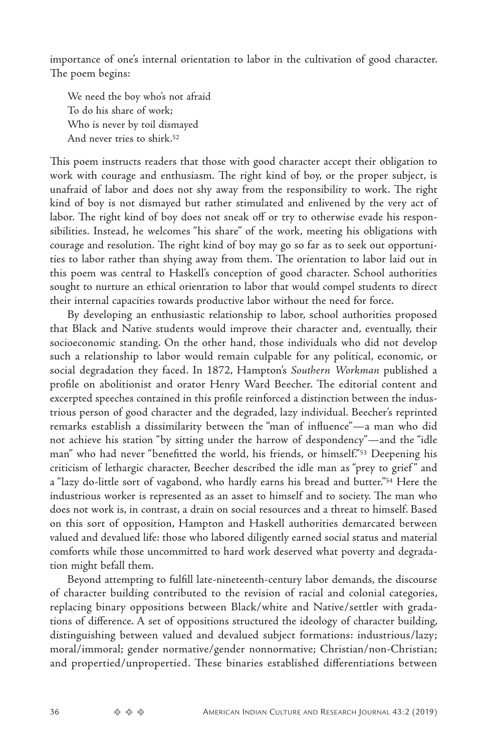importance of one's internal orientation to labor in the cultivation of good character. The poem begins:

> We need the boy who's not afraid  
> To do his share of work;  
> Who is never by toil dismayed  
> And never tries to shirk.[52]

This poem instructs readers that those with good character accept their obligation to work with courage and enthusiasm. The right kind of boy, or the proper subject, is unafraid of labor and does not shy away from the responsibility to work. The right kind of boy is not dismayed but rather stimulated and enlivened by the very act of labor. The right kind of boy does not sneak off or try to otherwise evade his responsibilities. Instead, he welcomes "his share" of the work, meeting his obligations with courage and resolution. The right kind of boy may go so far as to seek out opportunities to labor rather than shying away from them. The orientation to labor laid out in this poem was central to Haskell's conception of good character. School authorities sought to nurture an ethical orientation to labor that would compel students to direct their internal capacities towards productive labor without the need for force.

By developing an enthusiastic relationship to labor, school authorities proposed that Black and Native students would improve their character and, eventually, their socioeconomic standing. On the other hand, those individuals who did not develop such a relationship to labor would remain culpable for any political, economic, or social degradation they faced. In 1872, Hampton's *Southern Workman* published a profile on abolitionist and orator Henry Ward Beecher. The editorial content and excerpted speeches contained in this profile reinforced a distinction between the industrious person of good character and the degraded, lazy individual. Beecher's reprinted remarks establish a dissimilarity between the "man of influence"—a man who did not achieve his station "by sitting under the harrow of despondency"—and the "idle man" who had never "benefitted the world, his friends, or himself."[53] Deepening his criticism of lethargic character, Beecher described the idle man as "prey to grief" and a "lazy do-little sort of vagabond, who hardly earns his bread and butter."[54] Here the industrious worker is represented as an asset to himself and to society. The man who does not work is, in contrast, a drain on social resources and a threat to himself. Based on this sort of opposition, Hampton and Haskell authorities demarcated between valued and devalued life: those who labored diligently earned social status and material comforts while those uncommitted to hard work deserved what poverty and degradation might befall them.

Beyond attempting to fulfill late-nineteenth-century labor demands, the discourse of character building contributed to the revision of racial and colonial categories, replacing binary oppositions between Black/white and Native/settler with gradations of difference. A set of oppositions structured the ideology of character building, distinguishing between valued and devalued subject formations: industrious/lazy; moral/immoral; gender normative/gender nonnormative; Christian/non-Christian; and propertied/unpropertied. These binaries established differentiations between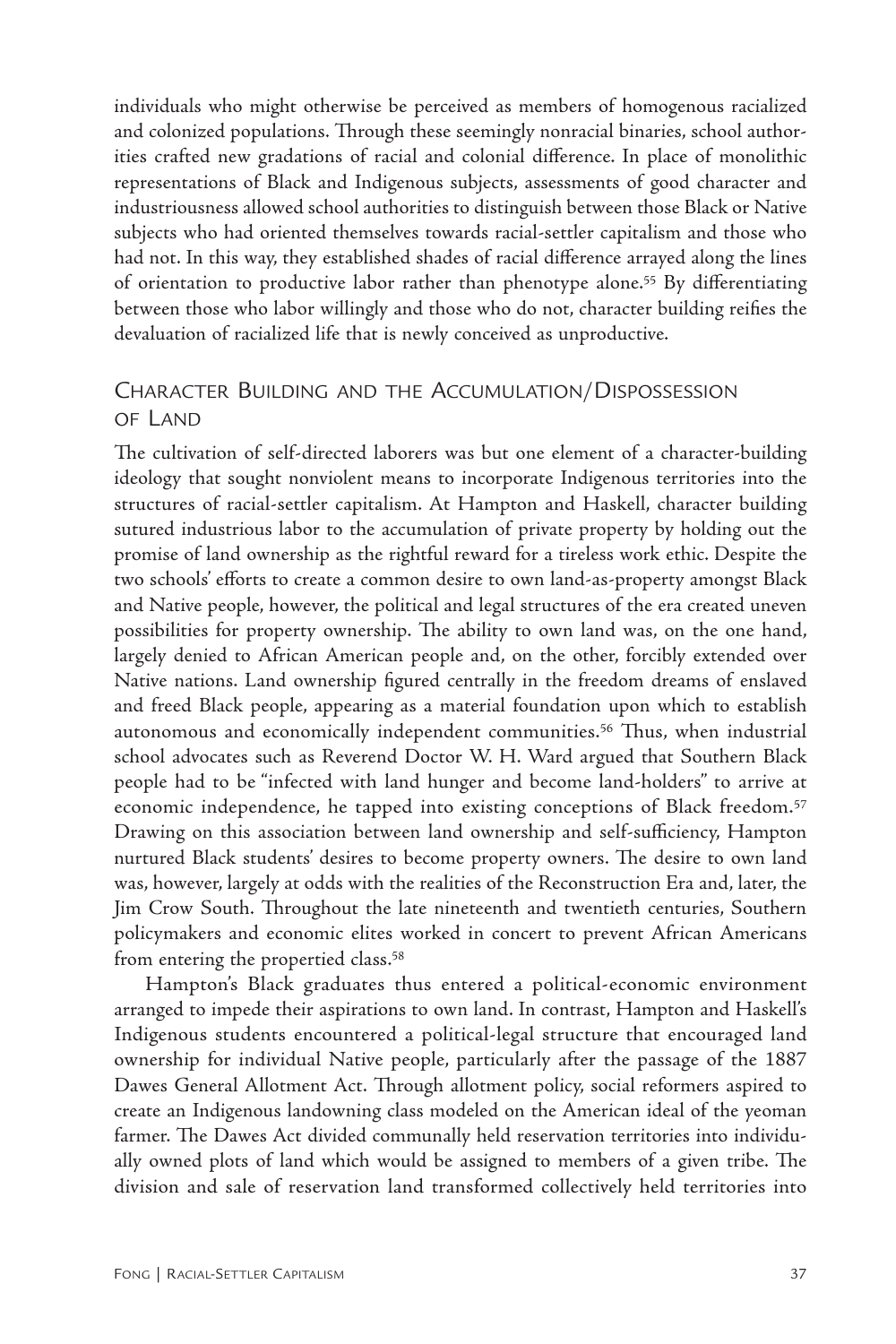individuals who might otherwise be perceived as members of homogenous racialized and colonized populations. Through these seemingly nonracial binaries, school authorities crafted new gradations of racial and colonial difference. In place of monolithic representations of Black and Indigenous subjects, assessments of good character and industriousness allowed school authorities to distinguish between those Black or Native subjects who had oriented themselves towards racial-settler capitalism and those who had not. In this way, they established shades of racial difference arrayed along the lines of orientation to productive labor rather than phenotype alone.[55] By differentiating between those who labor willingly and those who do not, character building reifies the devaluation of racialized life that is newly conceived as unproductive.

## Character Building and the Accumulation/Dispossession of Land

The cultivation of self-directed laborers was but one element of a character-building ideology that sought nonviolent means to incorporate Indigenous territories into the structures of racial-settler capitalism. At Hampton and Haskell, character building sutured industrious labor to the accumulation of private property by holding out the promise of land ownership as the rightful reward for a tireless work ethic. Despite the two schools' efforts to create a common desire to own land-as-property amongst Black and Native people, however, the political and legal structures of the era created uneven possibilities for property ownership. The ability to own land was, on the one hand, largely denied to African American people and, on the other, forcibly extended over Native nations. Land ownership figured centrally in the freedom dreams of enslaved and freed Black people, appearing as a material foundation upon which to establish autonomous and economically independent communities.[56] Thus, when industrial school advocates such as Reverend Doctor W. H. Ward argued that Southern Black people had to be "infected with land hunger and become land-holders" to arrive at economic independence, he tapped into existing conceptions of Black freedom.[57] Drawing on this association between land ownership and self-sufficiency, Hampton nurtured Black students' desires to become property owners. The desire to own land was, however, largely at odds with the realities of the Reconstruction Era and, later, the Jim Crow South. Throughout the late nineteenth and twentieth centuries, Southern policymakers and economic elites worked in concert to prevent African Americans from entering the propertied class.[58]

Hampton's Black graduates thus entered a political-economic environment arranged to impede their aspirations to own land. In contrast, Hampton and Haskell's Indigenous students encountered a political-legal structure that encouraged land ownership for individual Native people, particularly after the passage of the 1887 Dawes General Allotment Act. Through allotment policy, social reformers aspired to create an Indigenous landowning class modeled on the American ideal of the yeoman farmer. The Dawes Act divided communally held reservation territories into individually owned plots of land which would be assigned to members of a given tribe. The division and sale of reservation land transformed collectively held territories into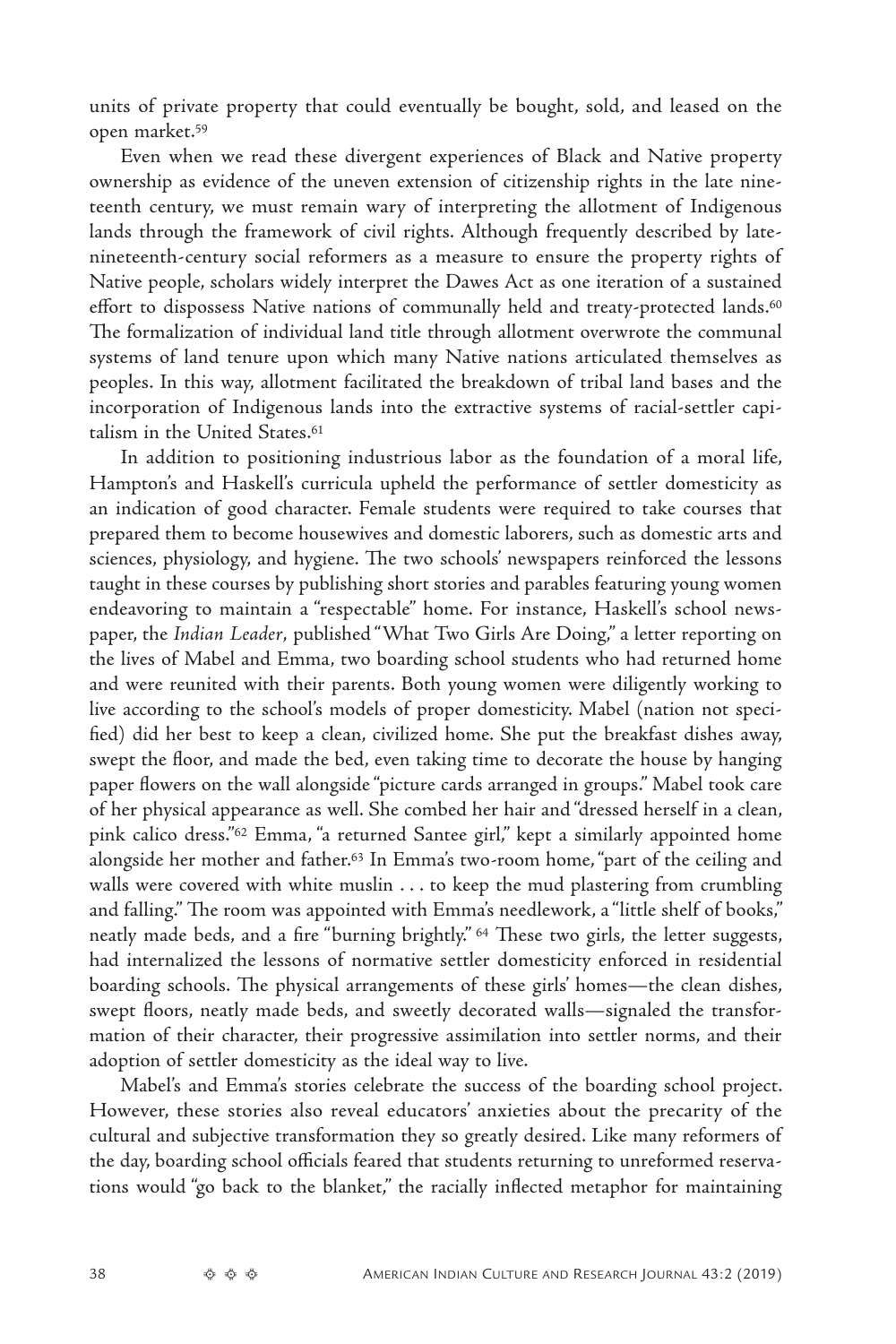units of private property that could eventually be bought, sold, and leased on the open market.[59]

Even when we read these divergent experiences of Black and Native property ownership as evidence of the uneven extension of citizenship rights in the late nineteenth century, we must remain wary of interpreting the allotment of Indigenous lands through the framework of civil rights. Although frequently described by late-nineteenth-century social reformers as a measure to ensure the property rights of Native people, scholars widely interpret the Dawes Act as one iteration of a sustained effort to dispossess Native nations of communally held and treaty-protected lands.[60] The formalization of individual land title through allotment overwrote the communal systems of land tenure upon which many Native nations articulated themselves as peoples. In this way, allotment facilitated the breakdown of tribal land bases and the incorporation of Indigenous lands into the extractive systems of racial-settler capitalism in the United States.[61]

In addition to positioning industrious labor as the foundation of a moral life, Hampton's and Haskell's curricula upheld the performance of settler domesticity as an indication of good character. Female students were required to take courses that prepared them to become housewives and domestic laborers, such as domestic arts and sciences, physiology, and hygiene. The two schools' newspapers reinforced the lessons taught in these courses by publishing short stories and parables featuring young women endeavoring to maintain a "respectable" home. For instance, Haskell's school newspaper, the *Indian Leader*, published "What Two Girls Are Doing," a letter reporting on the lives of Mabel and Emma, two boarding school students who had returned home and were reunited with their parents. Both young women were diligently working to live according to the school's models of proper domesticity. Mabel (nation not specified) did her best to keep a clean, civilized home. She put the breakfast dishes away, swept the floor, and made the bed, even taking time to decorate the house by hanging paper flowers on the wall alongside "picture cards arranged in groups." Mabel took care of her physical appearance as well. She combed her hair and "dressed herself in a clean, pink calico dress."[62] Emma, "a returned Santee girl," kept a similarly appointed home alongside her mother and father.[63] In Emma's two-room home, "part of the ceiling and walls were covered with white muslin . . . to keep the mud plastering from crumbling and falling." The room was appointed with Emma's needlework, a "little shelf of books," neatly made beds, and a fire "burning brightly." [64] These two girls, the letter suggests, had internalized the lessons of normative settler domesticity enforced in residential boarding schools. The physical arrangements of these girls' homes—the clean dishes, swept floors, neatly made beds, and sweetly decorated walls—signaled the transformation of their character, their progressive assimilation into settler norms, and their adoption of settler domesticity as the ideal way to live.

Mabel's and Emma's stories celebrate the success of the boarding school project. However, these stories also reveal educators' anxieties about the precarity of the cultural and subjective transformation they so greatly desired. Like many reformers of the day, boarding school officials feared that students returning to unreformed reservations would "go back to the blanket," the racially inflected metaphor for maintaining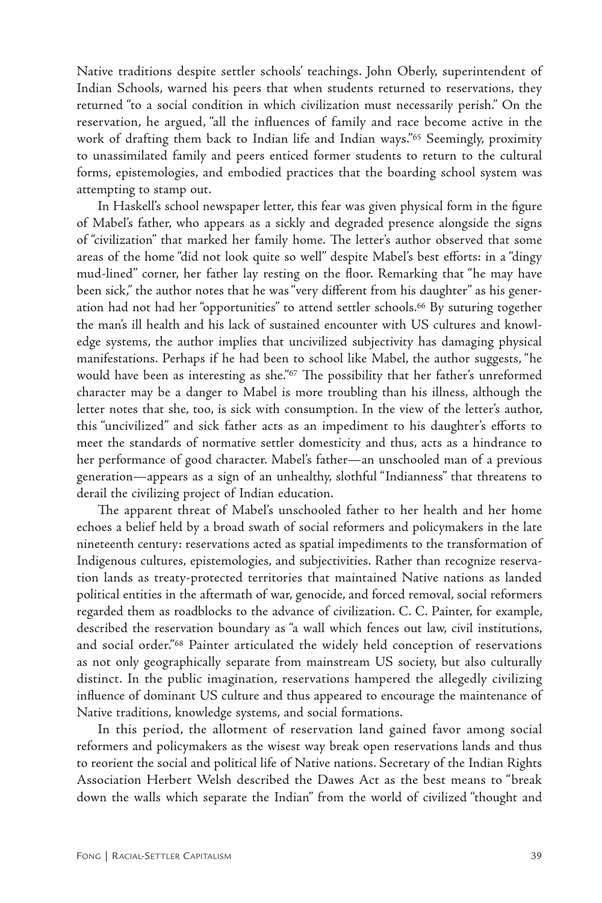Native traditions despite settler schools' teachings. John Oberly, superintendent of Indian Schools, warned his peers that when students returned to reservations, they returned "to a social condition in which civilization must necessarily perish." On the reservation, he argued, "all the influences of family and race become active in the work of drafting them back to Indian life and Indian ways."[65] Seemingly, proximity to unassimilated family and peers enticed former students to return to the cultural forms, epistemologies, and embodied practices that the boarding school system was attempting to stamp out.

In Haskell's school newspaper letter, this fear was given physical form in the figure of Mabel's father, who appears as a sickly and degraded presence alongside the signs of "civilization" that marked her family home. The letter's author observed that some areas of the home "did not look quite so well" despite Mabel's best efforts: in a "dingy mud-lined" corner, her father lay resting on the floor. Remarking that "he may have been sick," the author notes that he was "very different from his daughter" as his generation had not had her "opportunities" to attend settler schools.[66] By suturing together the man's ill health and his lack of sustained encounter with US cultures and knowledge systems, the author implies that uncivilized subjectivity has damaging physical manifestations. Perhaps if he had been to school like Mabel, the author suggests, "he would have been as interesting as she."[67] The possibility that her father's unreformed character may be a danger to Mabel is more troubling than his illness, although the letter notes that she, too, is sick with consumption. In the view of the letter's author, this "uncivilized" and sick father acts as an impediment to his daughter's efforts to meet the standards of normative settler domesticity and thus, acts as a hindrance to her performance of good character. Mabel's father—an unschooled man of a previous generation—appears as a sign of an unhealthy, slothful "Indianness" that threatens to derail the civilizing project of Indian education.

The apparent threat of Mabel's unschooled father to her health and her home echoes a belief held by a broad swath of social reformers and policymakers in the late nineteenth century: reservations acted as spatial impediments to the transformation of Indigenous cultures, epistemologies, and subjectivities. Rather than recognize reservation lands as treaty-protected territories that maintained Native nations as landed political entities in the aftermath of war, genocide, and forced removal, social reformers regarded them as roadblocks to the advance of civilization. C. C. Painter, for example, described the reservation boundary as "a wall which fences out law, civil institutions, and social order."[68] Painter articulated the widely held conception of reservations as not only geographically separate from mainstream US society, but also culturally distinct. In the public imagination, reservations hampered the allegedly civilizing influence of dominant US culture and thus appeared to encourage the maintenance of Native traditions, knowledge systems, and social formations.

In this period, the allotment of reservation land gained favor among social reformers and policymakers as the wisest way break open reservations lands and thus to reorient the social and political life of Native nations. Secretary of the Indian Rights Association Herbert Welsh described the Dawes Act as the best means to "break down the walls which separate the Indian" from the world of civilized "thought and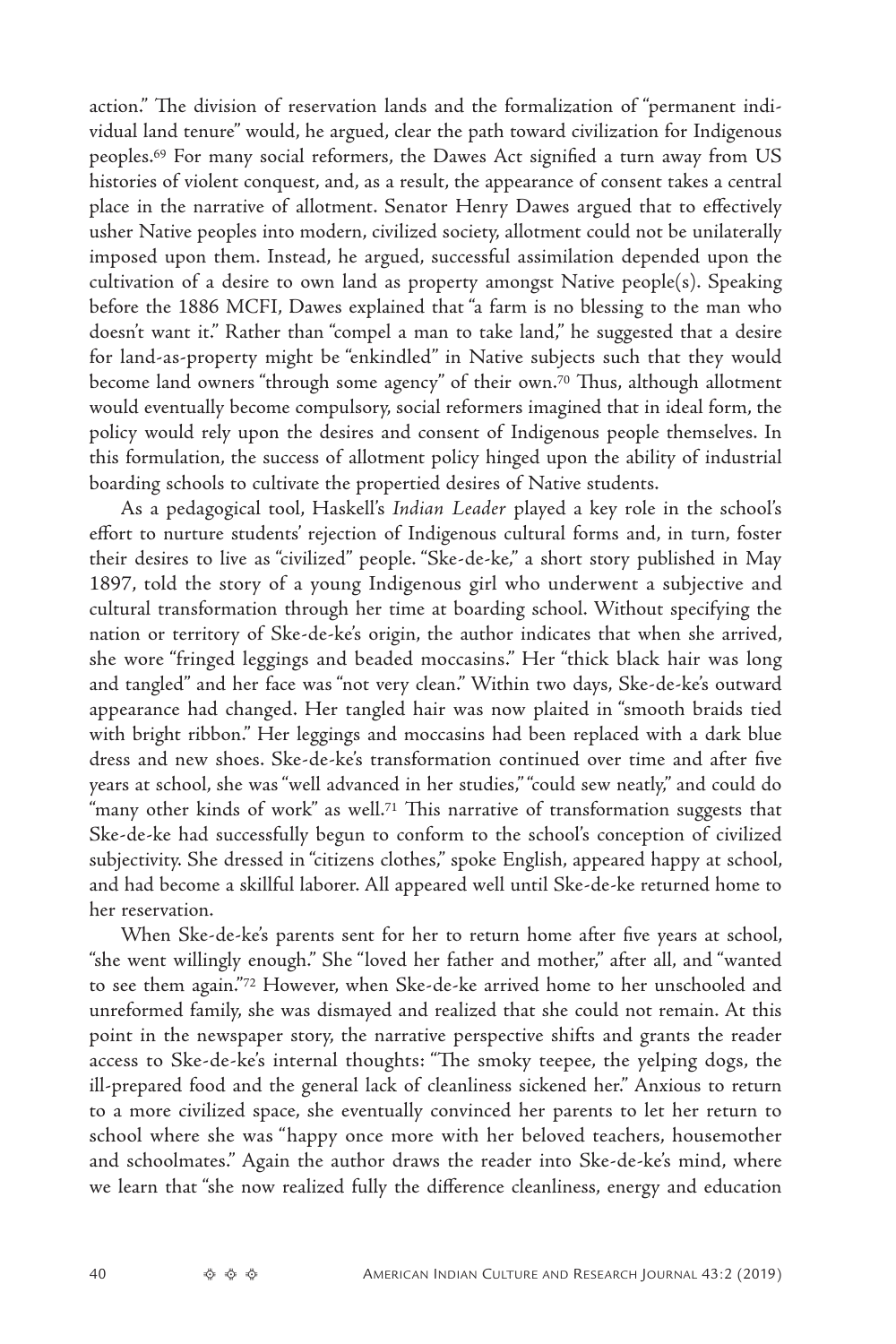action." The division of reservation lands and the formalization of "permanent individual land tenure" would, he argued, clear the path toward civilization for Indigenous peoples.[69] For many social reformers, the Dawes Act signified a turn away from US histories of violent conquest, and, as a result, the appearance of consent takes a central place in the narrative of allotment. Senator Henry Dawes argued that to effectively usher Native peoples into modern, civilized society, allotment could not be unilaterally imposed upon them. Instead, he argued, successful assimilation depended upon the cultivation of a desire to own land as property amongst Native people(s). Speaking before the 1886 MCFI, Dawes explained that "a farm is no blessing to the man who doesn't want it." Rather than "compel a man to take land," he suggested that a desire for land-as-property might be "enkindled" in Native subjects such that they would become land owners "through some agency" of their own.[70] Thus, although allotment would eventually become compulsory, social reformers imagined that in ideal form, the policy would rely upon the desires and consent of Indigenous people themselves. In this formulation, the success of allotment policy hinged upon the ability of industrial boarding schools to cultivate the propertied desires of Native students.

As a pedagogical tool, Haskell's *Indian Leader* played a key role in the school's effort to nurture students' rejection of Indigenous cultural forms and, in turn, foster their desires to live as "civilized" people. "Ske-de-ke," a short story published in May 1897, told the story of a young Indigenous girl who underwent a subjective and cultural transformation through her time at boarding school. Without specifying the nation or territory of Ske-de-ke's origin, the author indicates that when she arrived, she wore "fringed leggings and beaded moccasins." Her "thick black hair was long and tangled" and her face was "not very clean." Within two days, Ske-de-ke's outward appearance had changed. Her tangled hair was now plaited in "smooth braids tied with bright ribbon." Her leggings and moccasins had been replaced with a dark blue dress and new shoes. Ske-de-ke's transformation continued over time and after five years at school, she was "well advanced in her studies," "could sew neatly," and could do "many other kinds of work" as well.[71] This narrative of transformation suggests that Ske-de-ke had successfully begun to conform to the school's conception of civilized subjectivity. She dressed in "citizens clothes," spoke English, appeared happy at school, and had become a skillful laborer. All appeared well until Ske-de-ke returned home to her reservation.

When Ske-de-ke's parents sent for her to return home after five years at school, "she went willingly enough." She "loved her father and mother," after all, and "wanted to see them again."[72] However, when Ske-de-ke arrived home to her unschooled and unreformed family, she was dismayed and realized that she could not remain. At this point in the newspaper story, the narrative perspective shifts and grants the reader access to Ske-de-ke's internal thoughts: "The smoky teepee, the yelping dogs, the ill-prepared food and the general lack of cleanliness sickened her." Anxious to return to a more civilized space, she eventually convinced her parents to let her return to school where she was "happy once more with her beloved teachers, housemother and schoolmates." Again the author draws the reader into Ske-de-ke's mind, where we learn that "she now realized fully the difference cleanliness, energy and education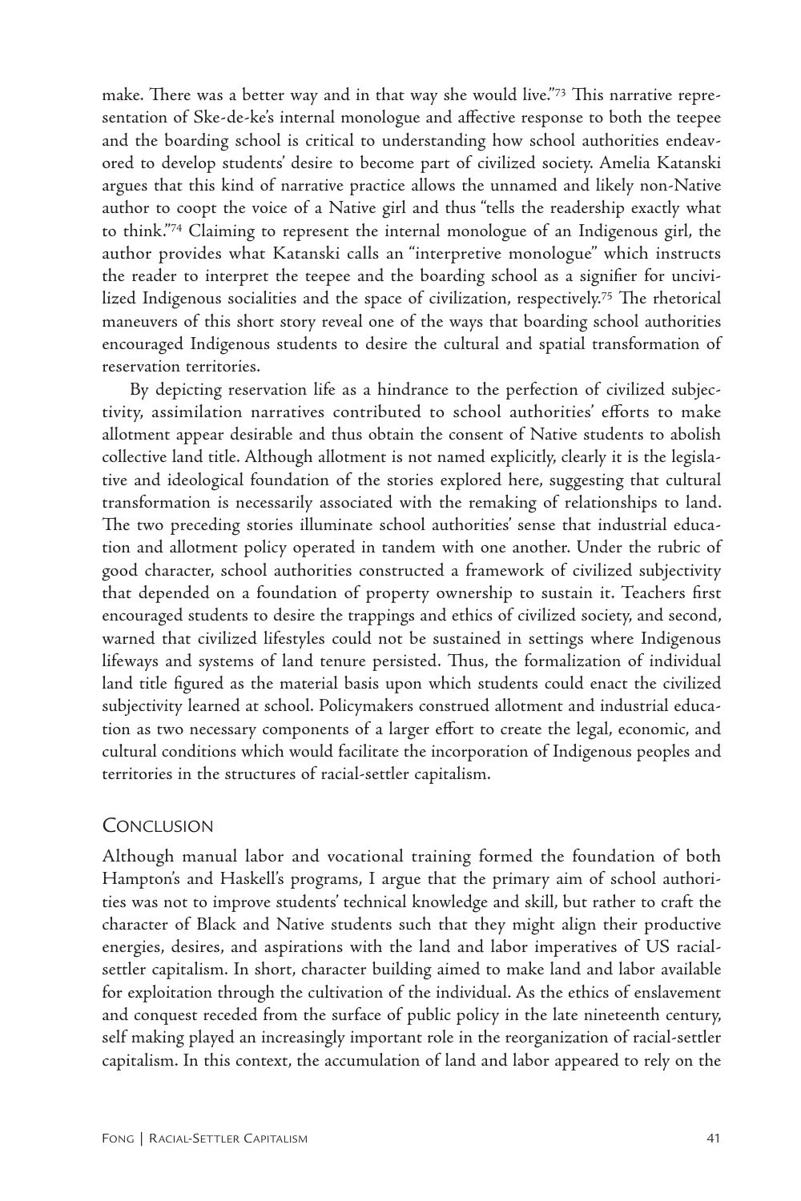make. There was a better way and in that way she would live."[73] This narrative representation of Ske-de-ke's internal monologue and affective response to both the teepee and the boarding school is critical to understanding how school authorities endeavored to develop students' desire to become part of civilized society. Amelia Katanski argues that this kind of narrative practice allows the unnamed and likely non-Native author to coopt the voice of a Native girl and thus "tells the readership exactly what to think."[74] Claiming to represent the internal monologue of an Indigenous girl, the author provides what Katanski calls an "interpretive monologue" which instructs the reader to interpret the teepee and the boarding school as a signifier for uncivilized Indigenous socialities and the space of civilization, respectively.[75] The rhetorical maneuvers of this short story reveal one of the ways that boarding school authorities encouraged Indigenous students to desire the cultural and spatial transformation of reservation territories.

By depicting reservation life as a hindrance to the perfection of civilized subjectivity, assimilation narratives contributed to school authorities' efforts to make allotment appear desirable and thus obtain the consent of Native students to abolish collective land title. Although allotment is not named explicitly, clearly it is the legislative and ideological foundation of the stories explored here, suggesting that cultural transformation is necessarily associated with the remaking of relationships to land. The two preceding stories illuminate school authorities' sense that industrial education and allotment policy operated in tandem with one another. Under the rubric of good character, school authorities constructed a framework of civilized subjectivity that depended on a foundation of property ownership to sustain it. Teachers first encouraged students to desire the trappings and ethics of civilized society, and second, warned that civilized lifestyles could not be sustained in settings where Indigenous lifeways and systems of land tenure persisted. Thus, the formalization of individual land title figured as the material basis upon which students could enact the civilized subjectivity learned at school. Policymakers construed allotment and industrial education as two necessary components of a larger effort to create the legal, economic, and cultural conditions which would facilitate the incorporation of Indigenous peoples and territories in the structures of racial-settler capitalism.

## Conclusion

Although manual labor and vocational training formed the foundation of both Hampton's and Haskell's programs, I argue that the primary aim of school authorities was not to improve students' technical knowledge and skill, but rather to craft the character of Black and Native students such that they might align their productive energies, desires, and aspirations with the land and labor imperatives of US racial-settler capitalism. In short, character building aimed to make land and labor available for exploitation through the cultivation of the individual. As the ethics of enslavement and conquest receded from the surface of public policy in the late nineteenth century, self making played an increasingly important role in the reorganization of racial-settler capitalism. In this context, the accumulation of land and labor appeared to rely on the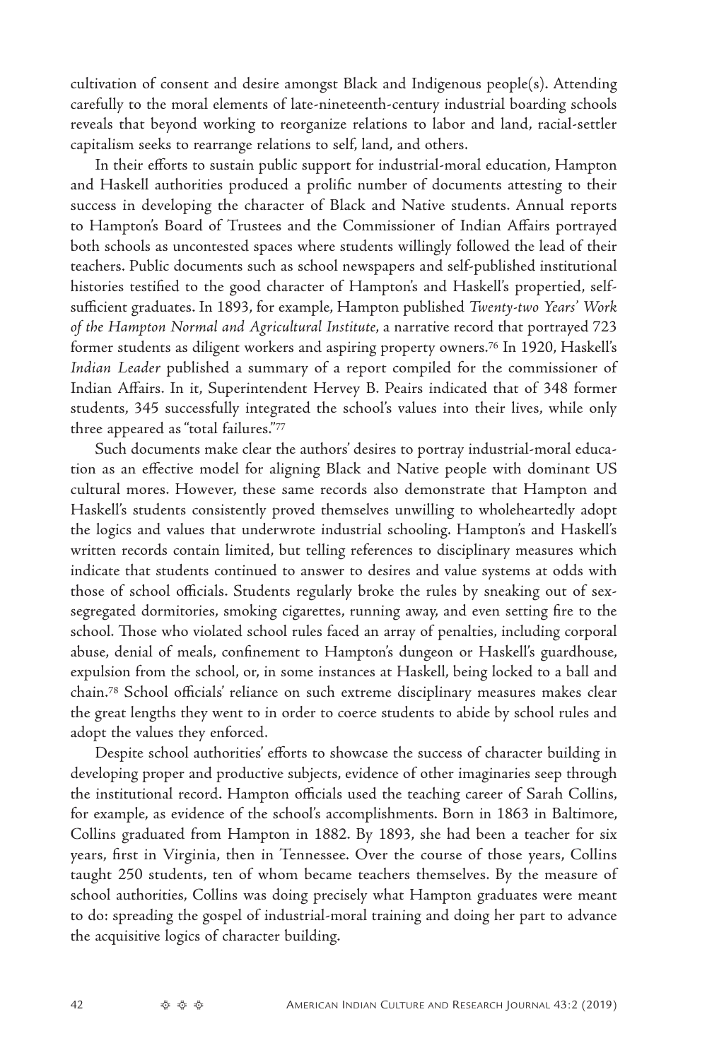cultivation of consent and desire amongst Black and Indigenous people(s). Attending carefully to the moral elements of late-nineteenth-century industrial boarding schools reveals that beyond working to reorganize relations to labor and land, racial-settler capitalism seeks to rearrange relations to self, land, and others.

In their efforts to sustain public support for industrial-moral education, Hampton and Haskell authorities produced a prolific number of documents attesting to their success in developing the character of Black and Native students. Annual reports to Hampton's Board of Trustees and the Commissioner of Indian Affairs portrayed both schools as uncontested spaces where students willingly followed the lead of their teachers. Public documents such as school newspapers and self-published institutional histories testified to the good character of Hampton's and Haskell's propertied, self-sufficient graduates. In 1893, for example, Hampton published *Twenty-two Years' Work of the Hampton Normal and Agricultural Institute*, a narrative record that portrayed 723 former students as diligent workers and aspiring property owners.[76] In 1920, Haskell's *Indian Leader* published a summary of a report compiled for the commissioner of Indian Affairs. In it, Superintendent Hervey B. Peairs indicated that of 348 former students, 345 successfully integrated the school's values into their lives, while only three appeared as "total failures."[77]

Such documents make clear the authors' desires to portray industrial-moral education as an effective model for aligning Black and Native people with dominant US cultural mores. However, these same records also demonstrate that Hampton and Haskell's students consistently proved themselves unwilling to wholeheartedly adopt the logics and values that underwrote industrial schooling. Hampton's and Haskell's written records contain limited, but telling references to disciplinary measures which indicate that students continued to answer to desires and value systems at odds with those of school officials. Students regularly broke the rules by sneaking out of sex-segregated dormitories, smoking cigarettes, running away, and even setting fire to the school. Those who violated school rules faced an array of penalties, including corporal abuse, denial of meals, confinement to Hampton's dungeon or Haskell's guardhouse, expulsion from the school, or, in some instances at Haskell, being locked to a ball and chain.[78] School officials' reliance on such extreme disciplinary measures makes clear the great lengths they went to in order to coerce students to abide by school rules and adopt the values they enforced.

Despite school authorities' efforts to showcase the success of character building in developing proper and productive subjects, evidence of other imaginaries seep through the institutional record. Hampton officials used the teaching career of Sarah Collins, for example, as evidence of the school's accomplishments. Born in 1863 in Baltimore, Collins graduated from Hampton in 1882. By 1893, she had been a teacher for six years, first in Virginia, then in Tennessee. Over the course of those years, Collins taught 250 students, ten of whom became teachers themselves. By the measure of school authorities, Collins was doing precisely what Hampton graduates were meant to do: spreading the gospel of industrial-moral training and doing her part to advance the acquisitive logics of character building.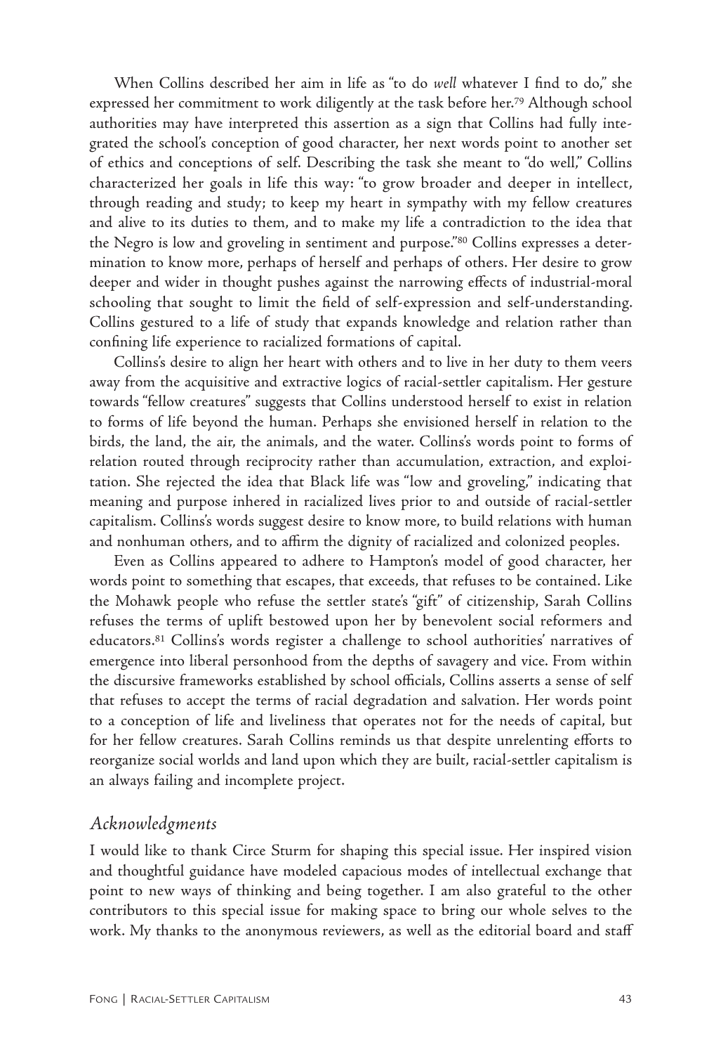When Collins described her aim in life as "to do *well* whatever I find to do," she expressed her commitment to work diligently at the task before her.[79] Although school authorities may have interpreted this assertion as a sign that Collins had fully integrated the school's conception of good character, her next words point to another set of ethics and conceptions of self. Describing the task she meant to "do well," Collins characterized her goals in life this way: "to grow broader and deeper in intellect, through reading and study; to keep my heart in sympathy with my fellow creatures and alive to its duties to them, and to make my life a contradiction to the idea that the Negro is low and groveling in sentiment and purpose."[80] Collins expresses a determination to know more, perhaps of herself and perhaps of others. Her desire to grow deeper and wider in thought pushes against the narrowing effects of industrial-moral schooling that sought to limit the field of self-expression and self-understanding. Collins gestured to a life of study that expands knowledge and relation rather than confining life experience to racialized formations of capital.

Collins's desire to align her heart with others and to live in her duty to them veers away from the acquisitive and extractive logics of racial-settler capitalism. Her gesture towards "fellow creatures" suggests that Collins understood herself to exist in relation to forms of life beyond the human. Perhaps she envisioned herself in relation to the birds, the land, the air, the animals, and the water. Collins's words point to forms of relation routed through reciprocity rather than accumulation, extraction, and exploitation. She rejected the idea that Black life was "low and groveling," indicating that meaning and purpose inhered in racialized lives prior to and outside of racial-settler capitalism. Collins's words suggest desire to know more, to build relations with human and nonhuman others, and to affirm the dignity of racialized and colonized peoples.

Even as Collins appeared to adhere to Hampton's model of good character, her words point to something that escapes, that exceeds, that refuses to be contained. Like the Mohawk people who refuse the settler state's "gift" of citizenship, Sarah Collins refuses the terms of uplift bestowed upon her by benevolent social reformers and educators.[81] Collins's words register a challenge to school authorities' narratives of emergence into liberal personhood from the depths of savagery and vice. From within the discursive frameworks established by school officials, Collins asserts a sense of self that refuses to accept the terms of racial degradation and salvation. Her words point to a conception of life and liveliness that operates not for the needs of capital, but for her fellow creatures. Sarah Collins reminds us that despite unrelenting efforts to reorganize social worlds and land upon which they are built, racial-settler capitalism is an always failing and incomplete project.

## *Acknowledgments*

I would like to thank Circe Sturm for shaping this special issue. Her inspired vision and thoughtful guidance have modeled capacious modes of intellectual exchange that point to new ways of thinking and being together. I am also grateful to the other contributors to this special issue for making space to bring our whole selves to the work. My thanks to the anonymous reviewers, as well as the editorial board and staff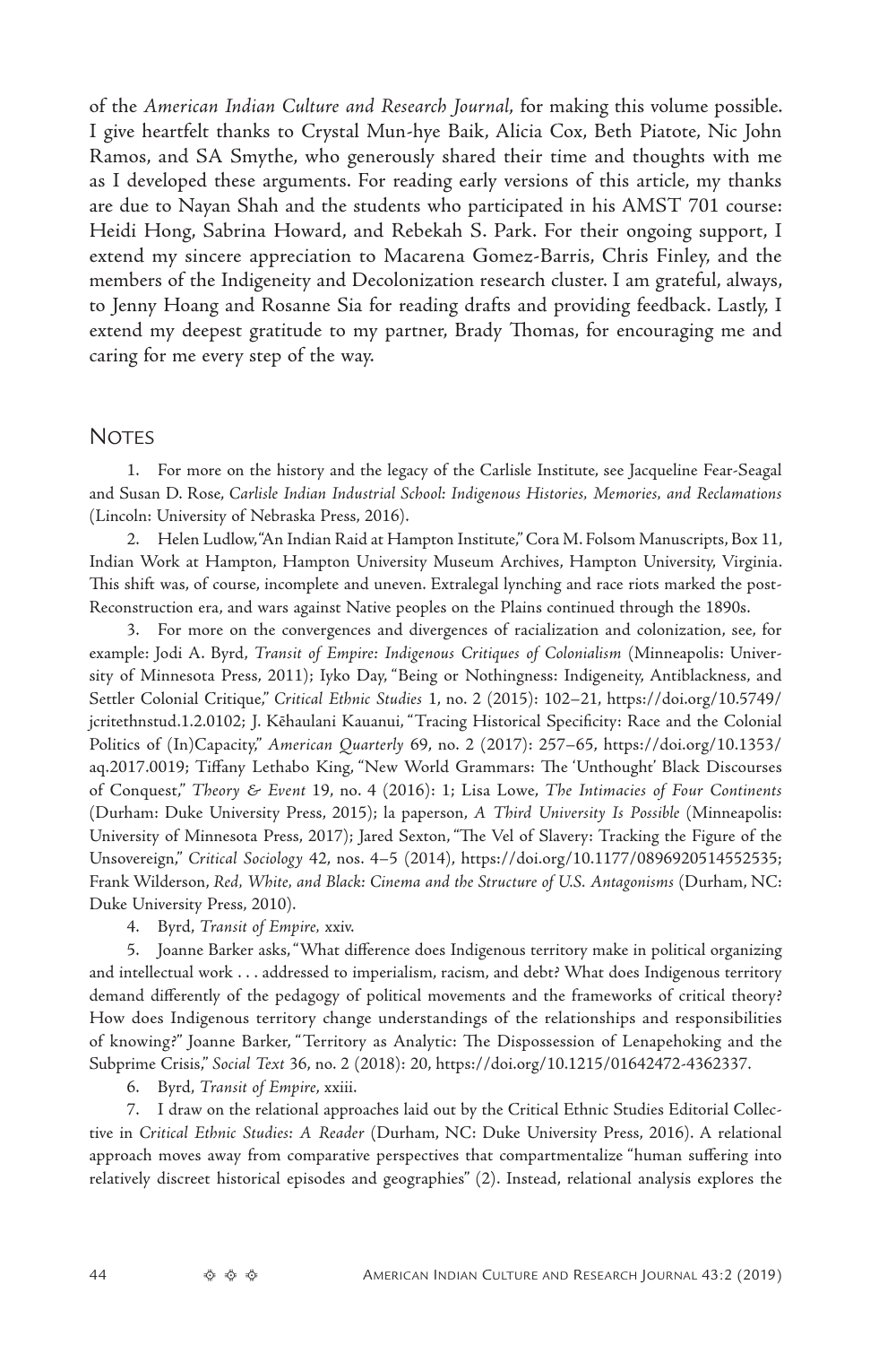of the *American Indian Culture and Research Journal*, for making this volume possible. I give heartfelt thanks to Crystal Mun-hye Baik, Alicia Cox, Beth Piatote, Nic John Ramos, and SA Smythe, who generously shared their time and thoughts with me as I developed these arguments. For reading early versions of this article, my thanks are due to Nayan Shah and the students who participated in his AMST 701 course: Heidi Hong, Sabrina Howard, and Rebekah S. Park. For their ongoing support, I extend my sincere appreciation to Macarena Gomez-Barris, Chris Finley, and the members of the Indigeneity and Decolonization research cluster. I am grateful, always, to Jenny Hoang and Rosanne Sia for reading drafts and providing feedback. Lastly, I extend my deepest gratitude to my partner, Brady Thomas, for encouraging me and caring for me every step of the way.

## Notes

1. For more on the history and the legacy of the Carlisle Institute, see Jacqueline Fear-Seagal and Susan D. Rose, *Carlisle Indian Industrial School: Indigenous Histories, Memories, and Reclamations* (Lincoln: University of Nebraska Press, 2016).

2. Helen Ludlow, "An Indian Raid at Hampton Institute," Cora M. Folsom Manuscripts, Box 11, Indian Work at Hampton, Hampton University Museum Archives, Hampton University, Virginia. This shift was, of course, incomplete and uneven. Extralegal lynching and race riots marked the post-Reconstruction era, and wars against Native peoples on the Plains continued through the 1890s.

3. For more on the convergences and divergences of racialization and colonization, see, for example: Jodi A. Byrd, *Transit of Empire: Indigenous Critiques of Colonialism* (Minneapolis: University of Minnesota Press, 2011); Iyko Day, "Being or Nothingness: Indigeneity, Antiblackness, and Settler Colonial Critique," *Critical Ethnic Studies* 1, no. 2 (2015): 102–21, https://doi.org/10.5749/jcritethnstud.1.2.0102; J. Kēhaulani Kauanui, "Tracing Historical Specificity: Race and the Colonial Politics of (In)Capacity," *American Quarterly* 69, no. 2 (2017): 257–65, https://doi.org/10.1353/aq.2017.0019; Tiffany Lethabo King, "New World Grammars: The 'Unthought' Black Discourses of Conquest," *Theory & Event* 19, no. 4 (2016): 1; Lisa Lowe, *The Intimacies of Four Continents* (Durham: Duke University Press, 2015); la paperson, *A Third University Is Possible* (Minneapolis: University of Minnesota Press, 2017); Jared Sexton, "The Vel of Slavery: Tracking the Figure of the Unsovereign," *Critical Sociology* 42, nos. 4–5 (2014), https://doi.org/10.1177/0896920514552535; Frank Wilderson, *Red, White, and Black: Cinema and the Structure of U.S. Antagonisms* (Durham, NC: Duke University Press, 2010).

4. Byrd, *Transit of Empire,* xxiv.

5. Joanne Barker asks, "What difference does Indigenous territory make in political organizing and intellectual work . . . addressed to imperialism, racism, and debt? What does Indigenous territory demand differently of the pedagogy of political movements and the frameworks of critical theory? How does Indigenous territory change understandings of the relationships and responsibilities of knowing?" Joanne Barker, "Territory as Analytic: The Dispossession of Lenapehoking and the Subprime Crisis," *Social Text* 36, no. 2 (2018): 20, https://doi.org/10.1215/01642472-4362337.

6. Byrd, *Transit of Empire*, xxiii.

7. I draw on the relational approaches laid out by the Critical Ethnic Studies Editorial Collective in *Critical Ethnic Studies: A Reader* (Durham, NC: Duke University Press, 2016). A relational approach moves away from comparative perspectives that compartmentalize "human suffering into relatively discreet historical episodes and geographies" (2). Instead, relational analysis explores the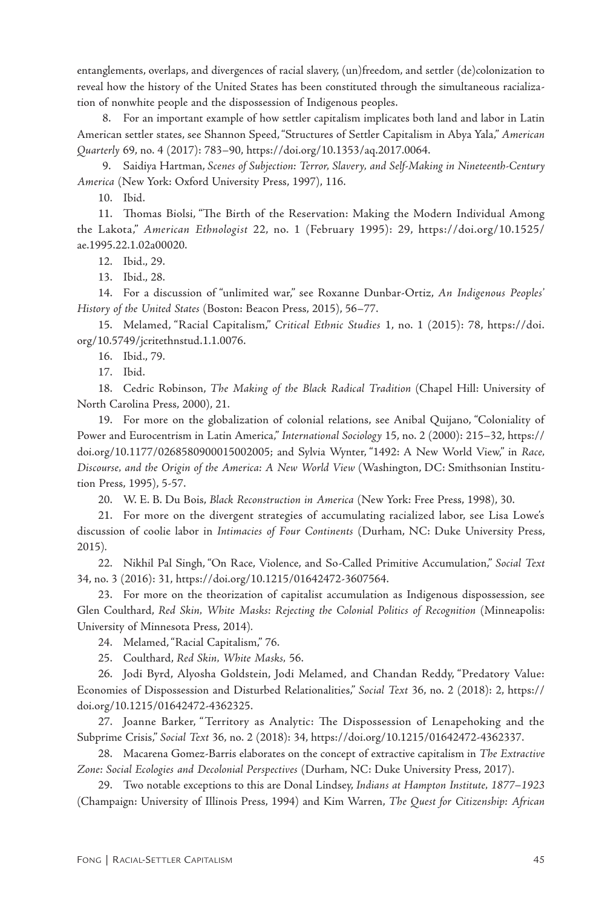entanglements, overlaps, and divergences of racial slavery, (un)freedom, and settler (de)colonization to reveal how the history of the United States has been constituted through the simultaneous racialization of nonwhite people and the dispossession of Indigenous peoples.

8. For an important example of how settler capitalism implicates both land and labor in Latin American settler states, see Shannon Speed, "Structures of Settler Capitalism in Abya Yala," *American Quarterly* 69, no. 4 (2017): 783–90, https://doi.org/10.1353/aq.2017.0064.

9. Saidiya Hartman, *Scenes of Subjection: Terror, Slavery, and Self-Making in Nineteenth-Century America* (New York: Oxford University Press, 1997), 116.

10. Ibid.

11. Thomas Biolsi, "The Birth of the Reservation: Making the Modern Individual Among the Lakota," *American Ethnologist* 22, no. 1 (February 1995): 29, https://doi.org/10.1525/ae.1995.22.1.02a00020.

12. Ibid., 29.

13. Ibid., 28.

14. For a discussion of "unlimited war," see Roxanne Dunbar-Ortiz, *An Indigenous Peoples' History of the United States* (Boston: Beacon Press, 2015), 56–77.

15. Melamed, "Racial Capitalism," *Critical Ethnic Studies* 1, no. 1 (2015): 78, https://doi.org/10.5749/jcritethnstud.1.1.0076.

16. Ibid., 79.

17. Ibid.

18. Cedric Robinson, *The Making of the Black Radical Tradition* (Chapel Hill: University of North Carolina Press, 2000), 21.

19. For more on the globalization of colonial relations, see Anibal Quijano, "Coloniality of Power and Eurocentrism in Latin America," *International Sociology* 15, no. 2 (2000): 215–32, https://doi.org/10.1177/0268580900015002005; and Sylvia Wynter, "1492: A New World View," in *Race, Discourse, and the Origin of the America: A New World View* (Washington, DC: Smithsonian Institution Press, 1995), 5-57.

20. W. E. B. Du Bois, *Black Reconstruction in America* (New York: Free Press, 1998), 30.

21. For more on the divergent strategies of accumulating racialized labor, see Lisa Lowe's discussion of coolie labor in *Intimacies of Four Continents* (Durham, NC: Duke University Press, 2015).

22. Nikhil Pal Singh, "On Race, Violence, and So-Called Primitive Accumulation," *Social Text* 34, no. 3 (2016): 31, https://doi.org/10.1215/01642472-3607564.

23. For more on the theorization of capitalist accumulation as Indigenous dispossession, see Glen Coulthard, *Red Skin, White Masks: Rejecting the Colonial Politics of Recognition* (Minneapolis: University of Minnesota Press, 2014).

24. Melamed, "Racial Capitalism," 76.

25. Coulthard, *Red Skin, White Masks,* 56.

26. Jodi Byrd, Alyosha Goldstein, Jodi Melamed, and Chandan Reddy, "Predatory Value: Economies of Dispossession and Disturbed Relationalities," *Social Text* 36, no. 2 (2018): 2, https://doi.org/10.1215/01642472-4362325.

27. Joanne Barker, "Territory as Analytic: The Dispossession of Lenapehoking and the Subprime Crisis," *Social Text* 36, no. 2 (2018): 34, https://doi.org/10.1215/01642472-4362337.

28. Macarena Gomez-Barris elaborates on the concept of extractive capitalism in *The Extractive Zone: Social Ecologies and Decolonial Perspectives* (Durham, NC: Duke University Press, 2017).

29. Two notable exceptions to this are Donal Lindsey, *Indians at Hampton Institute, 1877–1923* (Champaign: University of Illinois Press, 1994) and Kim Warren, *The Quest for Citizenship: African*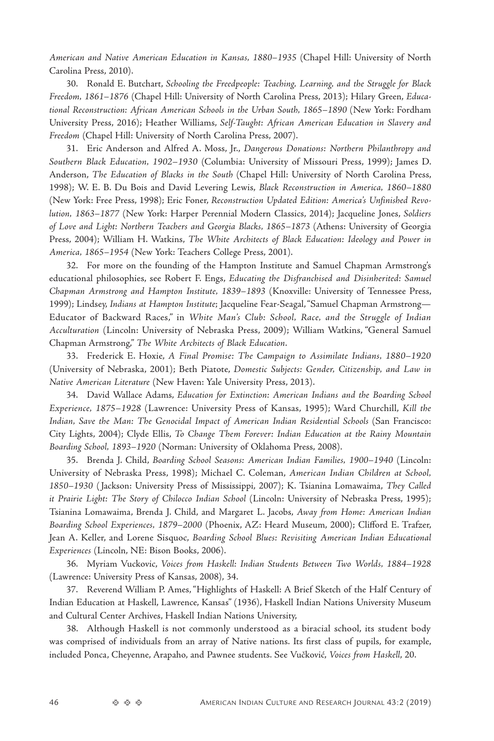*American and Native American Education in Kansas, 1880–1935* (Chapel Hill: University of North Carolina Press, 2010).

30. Ronald E. Butchart, *Schooling the Freedpeople: Teaching, Learning, and the Struggle for Black Freedom, 1861–1876* (Chapel Hill: University of North Carolina Press, 2013); Hilary Green, *Educational Reconstruction: African American Schools in the Urban South, 1865–1890* (New York: Fordham University Press, 2016); Heather Williams, *Self-Taught: African American Education in Slavery and Freedom* (Chapel Hill: University of North Carolina Press, 2007).

31. Eric Anderson and Alfred A. Moss, Jr., *Dangerous Donations: Northern Philanthropy and Southern Black Education, 1902–1930* (Columbia: University of Missouri Press, 1999); James D. Anderson, *The Education of Blacks in the South* (Chapel Hill: University of North Carolina Press, 1998); W. E. B. Du Bois and David Levering Lewis, *Black Reconstruction in America, 1860–1880* (New York: Free Press, 1998); Eric Foner, *Reconstruction Updated Edition: America's Unfinished Revolution, 1863–1877* (New York: Harper Perennial Modern Classics, 2014); Jacqueline Jones, *Soldiers of Love and Light: Northern Teachers and Georgia Blacks, 1865–1873* (Athens: University of Georgia Press, 2004); William H. Watkins, *The White Architects of Black Education: Ideology and Power in America, 1865–1954* (New York: Teachers College Press, 2001).

32. For more on the founding of the Hampton Institute and Samuel Chapman Armstrong's educational philosophies, see Robert F. Engs, *Educating the Disfranchised and Disinherited: Samuel Chapman Armstrong and Hampton Institute, 1839–1893* (Knoxville: University of Tennessee Press, 1999); Lindsey, *Indians at Hampton Institute*; Jacqueline Fear-Seagal, "Samuel Chapman Armstrong—Educator of Backward Races," in *White Man's Club: School, Race, and the Struggle of Indian Acculturation* (Lincoln: University of Nebraska Press, 2009); William Watkins, "General Samuel Chapman Armstrong," *The White Architects of Black Education*.

33. Frederick E. Hoxie, *A Final Promise: The Campaign to Assimilate Indians, 1880–1920* (University of Nebraska, 2001); Beth Piatote, *Domestic Subjects: Gender, Citizenship, and Law in Native American Literature* (New Haven: Yale University Press, 2013).

34. David Wallace Adams, *Education for Extinction: American Indians and the Boarding School Experience, 1875–1928* (Lawrence: University Press of Kansas, 1995); Ward Churchill, *Kill the Indian, Save the Man: The Genocidal Impact of American Indian Residential Schools* (San Francisco: City Lights, 2004); Clyde Ellis, *To Change Them Forever: Indian Education at the Rainy Mountain Boarding School, 1893–1920* (Norman: University of Oklahoma Press, 2008).

35. Brenda J. Child, *Boarding School Seasons: American Indian Families, 1900–1940* (Lincoln: University of Nebraska Press, 1998); Michael C. Coleman, *American Indian Children at School, 1850–1930* (Jackson: University Press of Mississippi, 2007); K. Tsianina Lomawaima, *They Called it Prairie Light: The Story of Chilocco Indian School* (Lincoln: University of Nebraska Press, 1995); Tsianina Lomawaima, Brenda J. Child, and Margaret L. Jacobs, *Away from Home: American Indian Boarding School Experiences, 1879–2000* (Phoenix, AZ: Heard Museum, 2000); Clifford E. Trafzer, Jean A. Keller, and Lorene Sisquoc, *Boarding School Blues: Revisiting American Indian Educational Experiences* (Lincoln, NE: Bison Books, 2006).

36. Myriam Vuckovic, *Voices from Haskell: Indian Students Between Two Worlds, 1884–1928* (Lawrence: University Press of Kansas, 2008), 34.

37. Reverend William P. Ames, "Highlights of Haskell: A Brief Sketch of the Half Century of Indian Education at Haskell, Lawrence, Kansas" (1936), Haskell Indian Nations University Museum and Cultural Center Archives, Haskell Indian Nations University,

38. Although Haskell is not commonly understood as a biracial school, its student body was comprised of individuals from an array of Native nations. Its first class of pupils, for example, included Ponca, Cheyenne, Arapaho, and Pawnee students. See Vučković, *Voices from Haskell*, 20.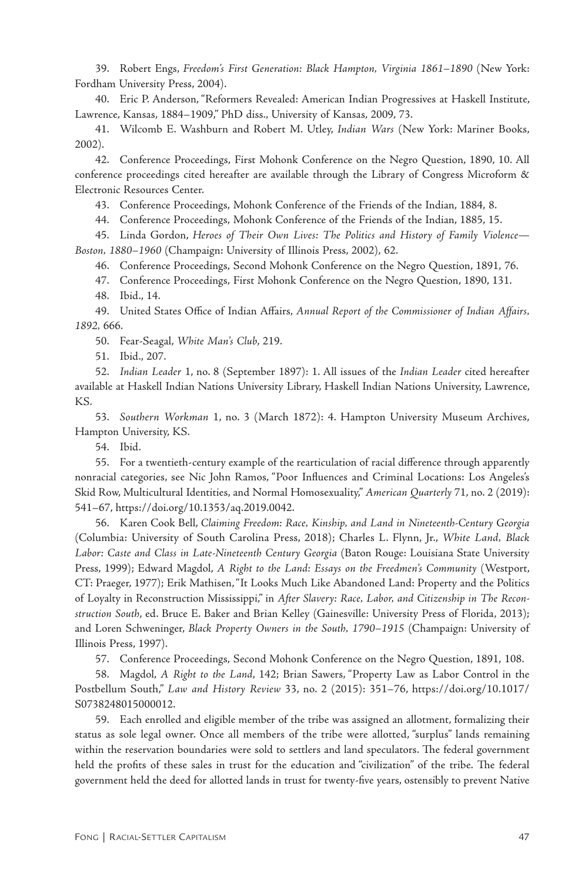39. Robert Engs, *Freedom's First Generation: Black Hampton, Virginia 1861–1890* (New York: Fordham University Press, 2004).

40. Eric P. Anderson, "Reformers Revealed: American Indian Progressives at Haskell Institute, Lawrence, Kansas, 1884–1909," PhD diss., University of Kansas, 2009, 73.

41. Wilcomb E. Washburn and Robert M. Utley, *Indian Wars* (New York: Mariner Books, 2002).

42. Conference Proceedings, First Mohonk Conference on the Negro Question, 1890, 10. All conference proceedings cited hereafter are available through the Library of Congress Microform & Electronic Resources Center.

43. Conference Proceedings, Mohonk Conference of the Friends of the Indian, 1884, 8.

44. Conference Proceedings, Mohonk Conference of the Friends of the Indian, 1885, 15.

45. Linda Gordon, *Heroes of Their Own Lives: The Politics and History of Family Violence—Boston, 1880–1960* (Champaign: University of Illinois Press, 2002), 62.

46. Conference Proceedings, Second Mohonk Conference on the Negro Question, 1891, 76.

47. Conference Proceedings, First Mohonk Conference on the Negro Question, 1890, 131.

48. Ibid., 14.

49. United States Office of Indian Affairs, *Annual Report of the Commissioner of Indian Affairs, 1892,* 666.

50. Fear-Seagal, *White Man's Club*, 219.

51. Ibid., 207.

52. *Indian Leader* 1, no. 8 (September 1897): 1. All issues of the *Indian Leader* cited hereafter available at Haskell Indian Nations University Library, Haskell Indian Nations University, Lawrence, KS.

53. *Southern Workman* 1, no. 3 (March 1872): 4. Hampton University Museum Archives, Hampton University, KS.

54. Ibid.

55. For a twentieth-century example of the rearticulation of racial difference through apparently nonracial categories, see Nic John Ramos, "Poor Influences and Criminal Locations: Los Angeles's Skid Row, Multicultural Identities, and Normal Homosexuality," *American Quarterly* 71, no. 2 (2019): 541–67, https://doi.org/10.1353/aq.2019.0042.

56. Karen Cook Bell, *Claiming Freedom: Race, Kinship, and Land in Nineteenth-Century Georgia* (Columbia: University of South Carolina Press, 2018); Charles L. Flynn, Jr., *White Land, Black Labor: Caste and Class in Late-Nineteenth Century Georgia* (Baton Rouge: Louisiana State University Press, 1999); Edward Magdol, *A Right to the Land: Essays on the Freedmen's Community* (Westport, CT: Praeger, 1977); Erik Mathisen, "It Looks Much Like Abandoned Land: Property and the Politics of Loyalty in Reconstruction Mississippi," in *After Slavery: Race, Labor, and Citizenship in The Reconstruction South*, ed. Bruce E. Baker and Brian Kelley (Gainesville: University Press of Florida, 2013); and Loren Schweninger, *Black Property Owners in the South, 1790–1915* (Champaign: University of Illinois Press, 1997).

57. Conference Proceedings, Second Mohonk Conference on the Negro Question, 1891, 108.

58. Magdol, *A Right to the Land*, 142; Brian Sawers, "Property Law as Labor Control in the Postbellum South," *Law and History Review* 33, no. 2 (2015): 351–76, https://doi.org/10.1017/S0738248015000012.

59. Each enrolled and eligible member of the tribe was assigned an allotment, formalizing their status as sole legal owner. Once all members of the tribe were allotted, "surplus" lands remaining within the reservation boundaries were sold to settlers and land speculators. The federal government held the profits of these sales in trust for the education and "civilization" of the tribe. The federal government held the deed for allotted lands in trust for twenty-five years, ostensibly to prevent Native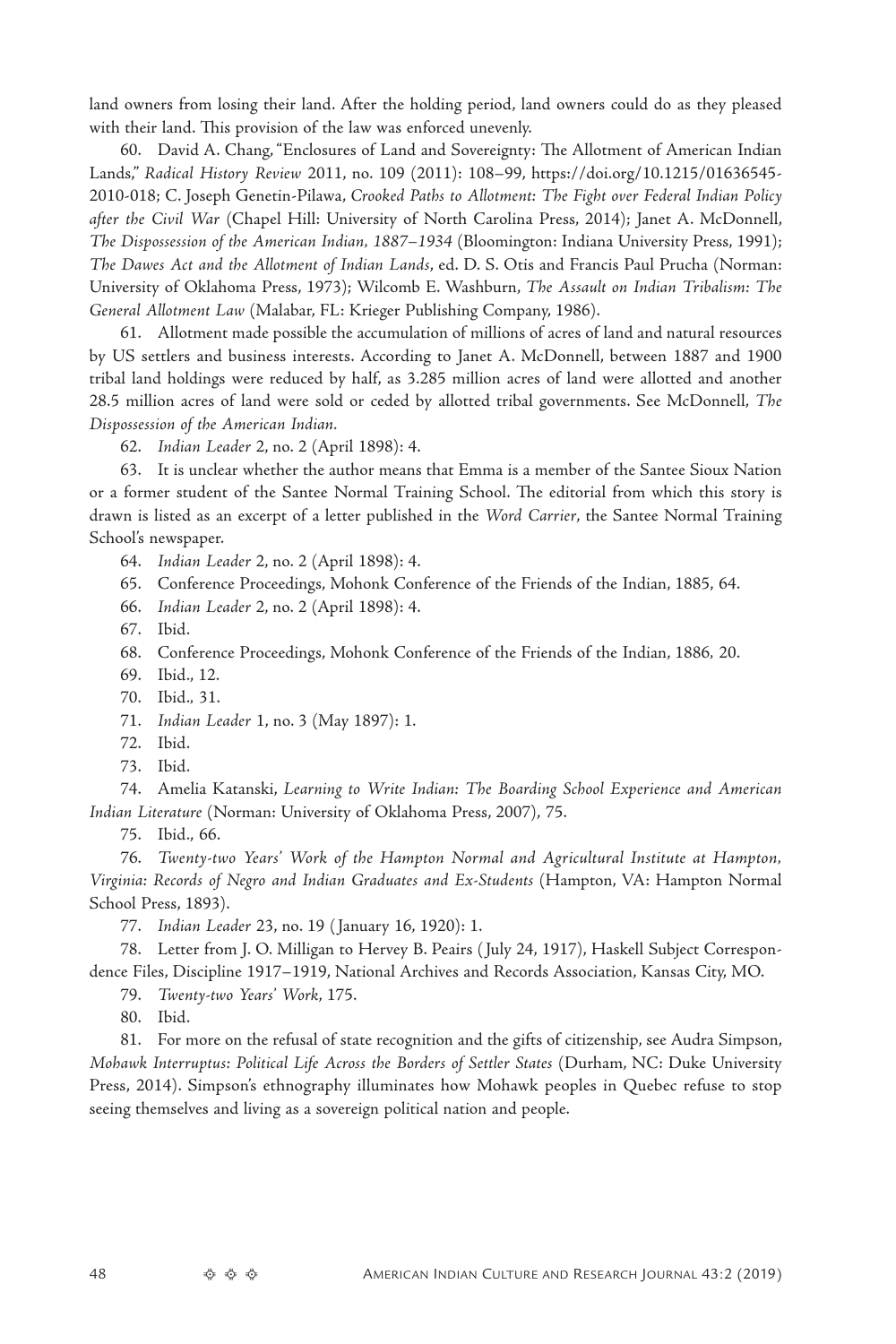land owners from losing their land. After the holding period, land owners could do as they pleased with their land. This provision of the law was enforced unevenly.

60. David A. Chang, "Enclosures of Land and Sovereignty: The Allotment of American Indian Lands," *Radical History Review* 2011, no. 109 (2011): 108–99, https://doi.org/10.1215/01636545-2010-018; C. Joseph Genetin-Pilawa, *Crooked Paths to Allotment: The Fight over Federal Indian Policy after the Civil War* (Chapel Hill: University of North Carolina Press, 2014); Janet A. McDonnell, *The Dispossession of the American Indian, 1887–1934* (Bloomington: Indiana University Press, 1991); *The Dawes Act and the Allotment of Indian Lands*, ed. D. S. Otis and Francis Paul Prucha (Norman: University of Oklahoma Press, 1973); Wilcomb E. Washburn, *The Assault on Indian Tribalism: The General Allotment Law* (Malabar, FL: Krieger Publishing Company, 1986).

61. Allotment made possible the accumulation of millions of acres of land and natural resources by US settlers and business interests. According to Janet A. McDonnell, between 1887 and 1900 tribal land holdings were reduced by half, as 3.285 million acres of land were allotted and another 28.5 million acres of land were sold or ceded by allotted tribal governments. See McDonnell, *The Dispossession of the American Indian.*

62. *Indian Leader* 2, no. 2 (April 1898): 4.

63. It is unclear whether the author means that Emma is a member of the Santee Sioux Nation or a former student of the Santee Normal Training School. The editorial from which this story is drawn is listed as an excerpt of a letter published in the *Word Carrier*, the Santee Normal Training School's newspaper.

64. *Indian Leader* 2, no. 2 (April 1898): 4.

65. Conference Proceedings, Mohonk Conference of the Friends of the Indian, 1885, 64.

66. *Indian Leader* 2, no. 2 (April 1898): 4.

67. Ibid.

68. Conference Proceedings, Mohonk Conference of the Friends of the Indian, 1886, 20.

69. Ibid., 12.

70. Ibid., 31.

71. *Indian Leader* 1, no. 3 (May 1897): 1.

72. Ibid.

73. Ibid.

74. Amelia Katanski, *Learning to Write Indian: The Boarding School Experience and American Indian Literature* (Norman: University of Oklahoma Press, 2007), 75.

75. Ibid., 66.

76. *Twenty-two Years' Work of the Hampton Normal and Agricultural Institute at Hampton, Virginia: Records of Negro and Indian Graduates and Ex-Students* (Hampton, VA: Hampton Normal School Press, 1893).

77. *Indian Leader* 23, no. 19 (January 16, 1920): 1.

78. Letter from J. O. Milligan to Hervey B. Peairs (July 24, 1917), Haskell Subject Correspondence Files, Discipline 1917–1919, National Archives and Records Association, Kansas City, MO.

79. *Twenty-two Years' Work*, 175.

80. Ibid.

81. For more on the refusal of state recognition and the gifts of citizenship, see Audra Simpson, *Mohawk Interruptus: Political Life Across the Borders of Settler States* (Durham, NC: Duke University Press, 2014). Simpson's ethnography illuminates how Mohawk peoples in Quebec refuse to stop seeing themselves and living as a sovereign political nation and people.